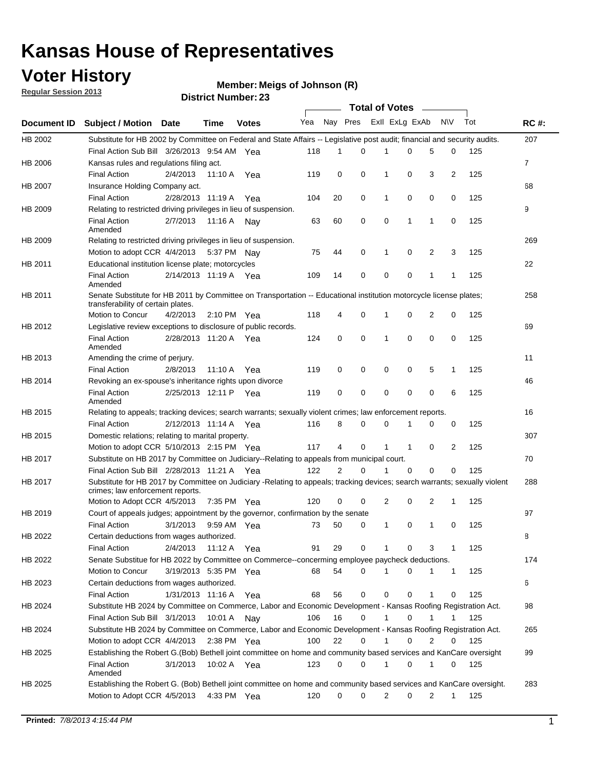# Kansas House of Representatives

## Voter History

**Regular Session 2013**

**Member: Meigs of Johnson (R)**

**District Number: 23**

| Document ID | Subject / Motion | Date | Time | Votes | Yea | Nay | Pres | ExII | ExLg | ExAb | N\V | Tot | RC #: |
|---|---|---|---|---|---|---|---|---|---|---|---|---|---|
| HB 2002 | Substitute for HB 2002 by Committee on Federal and State Affairs -- Legislative post audit; financial and security audits. | | | | | | | | | | | | 207 |
| | Final Action Sub Bill | 3/26/2013 | 9:54 AM | Yea | 118 | 1 | 0 | 1 | 0 | 5 | 0 | 125 | |
| HB 2006 | Kansas rules and regulations filing act. | | | | | | | | | | | | 7 |
| | Final Action | 2/4/2013 | 11:10 A | Yea | 119 | 0 | 0 | 1 | 0 | 3 | 2 | 125 | |
| HB 2007 | Insurance Holding Company act. | | | | | | | | | | | | 68 |
| | Final Action | 2/28/2013 | 11:19 A | Yea | 104 | 20 | 0 | 1 | 0 | 0 | 0 | 125 | |
| HB 2009 | Relating to restricted driving privileges in lieu of suspension. | | | | | | | | | | | | 9 |
| | Final Action Amended | 2/7/2013 | 11:16 A | Nay | 63 | 60 | 0 | 0 | 1 | 1 | 0 | 125 | |
| HB 2009 | Relating to restricted driving privileges in lieu of suspension. | | | | | | | | | | | | 269 |
| | Motion to adopt CCR | 4/4/2013 | 5:37 PM | Nay | 75 | 44 | 0 | 1 | 0 | 2 | 3 | 125 | |
| HB 2011 | Educational institution license plate; motorcycles | | | | | | | | | | | | 22 |
| | Final Action Amended | 2/14/2013 | 11:19 A | Yea | 109 | 14 | 0 | 0 | 0 | 1 | 1 | 125 | |
| HB 2011 | Senate Substitute for HB 2011 by Committee on Transportation -- Educational institution motorcycle license plates; transferability of certain plates. | | | | | | | | | | | | 258 |
| | Motion to Concur | 4/2/2013 | 2:10 PM | Yea | 118 | 4 | 0 | 1 | 0 | 2 | 0 | 125 | |
| HB 2012 | Legislative review exceptions to disclosure of public records. | | | | | | | | | | | | 69 |
| | Final Action Amended | 2/28/2013 | 11:20 A | Yea | 124 | 0 | 0 | 1 | 0 | 0 | 0 | 125 | |
| HB 2013 | Amending the crime of perjury. | | | | | | | | | | | | 11 |
| | Final Action | 2/8/2013 | 11:10 A | Yea | 119 | 0 | 0 | 0 | 0 | 5 | 1 | 125 | |
| HB 2014 | Revoking an ex-spouse's inheritance rights upon divorce | | | | | | | | | | | | 46 |
| | Final Action Amended | 2/25/2013 | 12:11 P | Yea | 119 | 0 | 0 | 0 | 0 | 0 | 6 | 125 | |
| HB 2015 | Relating to appeals; tracking devices; search warrants; sexually violent crimes; law enforcement reports. | | | | | | | | | | | | 16 |
| | Final Action | 2/12/2013 | 11:14 A | Yea | 116 | 8 | 0 | 0 | 1 | 0 | 0 | 125 | |
| HB 2015 | Domestic relations; relating to marital property. | | | | | | | | | | | | 307 |
| | Motion to adopt CCR | 5/10/2013 | 2:15 PM | Yea | 117 | 4 | 0 | 1 | 1 | 0 | 2 | 125 | |
| HB 2017 | Substitute on HB 2017 by Committee on Judiciary--Relating to appeals from municipal court. | | | | | | | | | | | | 70 |
| | Final Action Sub Bill | 2/28/2013 | 11:21 A | Yea | 122 | 2 | 0 | 1 | 0 | 0 | 0 | 125 | |
| HB 2017 | Substitute for HB 2017 by Committee on Judiciary -Relating to appeals; tracking devices; search warrants; sexually violent crimes; law enforcement reports. | | | | | | | | | | | | 288 |
| | Motion to Adopt CCR | 4/5/2013 | 7:35 PM | Yea | 120 | 0 | 0 | 2 | 0 | 2 | 1 | 125 | |
| HB 2019 | Court of appeals judges; appointment by the governor, confirmation by the senate | | | | | | | | | | | | 97 |
| | Final Action | 3/1/2013 | 9:59 AM | Yea | 73 | 50 | 0 | 1 | 0 | 1 | 0 | 125 | |
| HB 2022 | Certain deductions from wages authorized. | | | | | | | | | | | | 8 |
| | Final Action | 2/4/2013 | 11:12 A | Yea | 91 | 29 | 0 | 1 | 0 | 3 | 1 | 125 | |
| HB 2022 | Senate Substitue for HB 2022 by Committee on Commerce--concerning employee paycheck deductions. | | | | | | | | | | | | 174 |
| | Motion to Concur | 3/19/2013 | 5:35 PM | Yea | 68 | 54 | 0 | 1 | 0 | 1 | 1 | 125 | |
| HB 2023 | Certain deductions from wages authorized. | | | | | | | | | | | | 6 |
| | Final Action | 1/31/2013 | 11:16 A | Yea | 68 | 56 | 0 | 0 | 0 | 1 | 0 | 125 | |
| HB 2024 | Substitute HB 2024 by Committee on Commerce, Labor and Economic Development - Kansas Roofing Registration Act. | | | | | | | | | | | | 98 |
| | Final Action Sub Bill | 3/1/2013 | 10:01 A | Nay | 106 | 16 | 0 | 1 | 0 | 1 | 1 | 125 | |
| HB 2024 | Substitute HB 2024 by Committee on Commerce, Labor and Economic Development - Kansas Roofing Registration Act. | | | | | | | | | | | | 265 |
| | Motion to adopt CCR | 4/4/2013 | 2:38 PM | Yea | 100 | 22 | 0 | 1 | 0 | 2 | 0 | 125 | |
| HB 2025 | Establishing the Robert G.(Bob) Bethell joint committee on home and community based services and KanCare oversight | | | | | | | | | | | | 99 |
| | Final Action Amended | 3/1/2013 | 10:02 A | Yea | 123 | 0 | 0 | 1 | 0 | 1 | 0 | 125 | |
| HB 2025 | Establishing the Robert G. (Bob) Bethell joint committee on home and community based services and KanCare oversight. | | | | | | | | | | | | 283 |
| | Motion to Adopt CCR | 4/5/2013 | 4:33 PM | Yea | 120 | 0 | 0 | 2 | 0 | 2 | 1 | 125 | |

**Printed:** *7/8/2013 4:15:44 PM*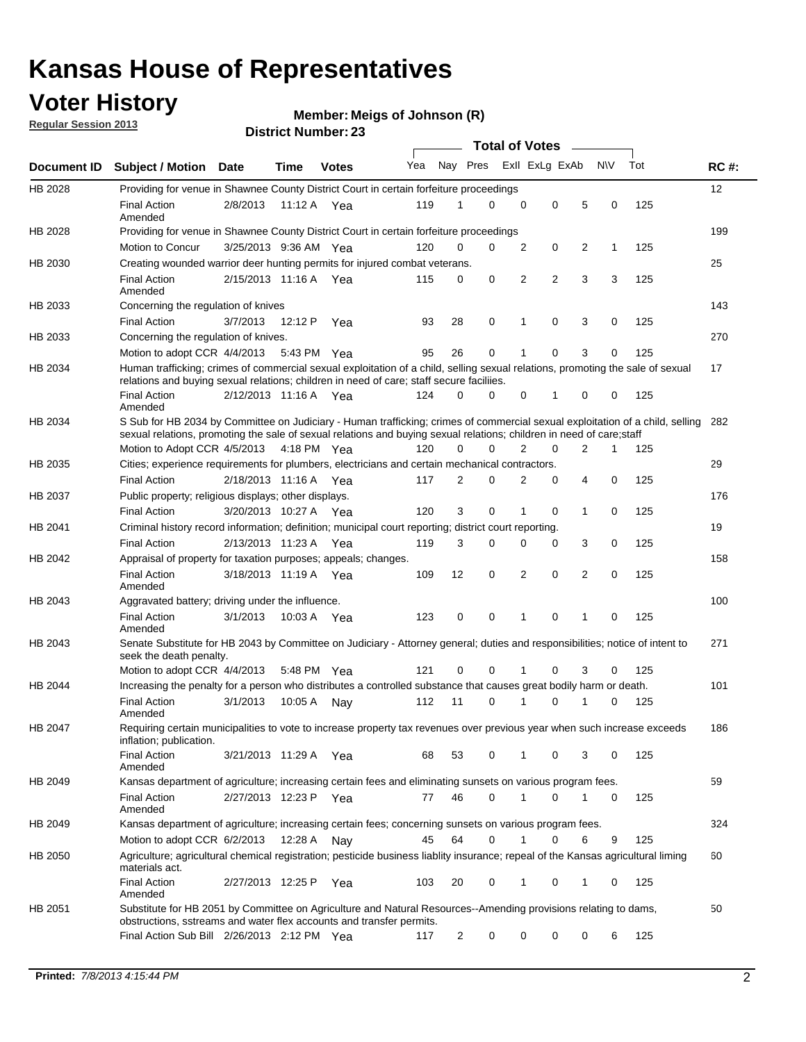# Kansas House of Representatives

## Voter History

**Regular Session 2013**

**Member: Meigs of Johnson (R)**

**District Number: 23**

| Document ID | Subject / Motion | Date | Time | Votes | Yea | Nay | Pres | ExII | ExLg | ExAb | N\V | Tot | RC #: |
|---|---|---|---|---|---|---|---|---|---|---|---|---|---|
| HB 2028 | Providing for venue in Shawnee County District Court in certain forfeiture proceedings | | | | | | | | | | | | 12 |
| | Final Action Amended | 2/8/2013 | 11:12 A | Yea | 119 | 1 | 0 | 0 | 0 | 5 | 0 | 125 | |
| HB 2028 | Providing for venue in Shawnee County District Court in certain forfeiture proceedings | | | | | | | | | | | | 199 |
| | Motion to Concur | 3/25/2013 | 9:36 AM | Yea | 120 | 0 | 0 | 2 | 0 | 2 | 1 | 125 | |
| HB 2030 | Creating wounded warrior deer hunting permits for injured combat veterans. | | | | | | | | | | | | 25 |
| | Final Action Amended | 2/15/2013 | 11:16 A | Yea | 115 | 0 | 0 | 2 | 2 | 3 | 3 | 125 | |
| HB 2033 | Concerning the regulation of knives | | | | | | | | | | | | 143 |
| | Final Action | 3/7/2013 | 12:12 P | Yea | 93 | 28 | 0 | 1 | 0 | 3 | 0 | 125 | |
| HB 2033 | Concerning the regulation of knives. | | | | | | | | | | | | 270 |
| | Motion to adopt CCR | 4/4/2013 | 5:43 PM | Yea | 95 | 26 | 0 | 1 | 0 | 3 | 0 | 125 | |
| HB 2034 | Human trafficking; crimes of commercial sexual exploitation of a child, selling sexual relations, promoting the sale of sexual relations and buying sexual relations; children in need of care; staff secure faciliies. | | | | | | | | | | | | 17 |
| | Final Action Amended | 2/12/2013 | 11:16 A | Yea | 124 | 0 | 0 | 0 | 1 | 0 | 0 | 125 | |
| HB 2034 | S Sub for HB 2034 by Committee on Judiciary - Human trafficking; crimes of commercial sexual exploitation of a child, selling sexual relations, promoting the sale of sexual relations and buying sexual relations; children in need of care;staff | | | | | | | | | | | | 282 |
| | Motion to Adopt CCR | 4/5/2013 | 4:18 PM | Yea | 120 | 0 | 0 | 2 | 0 | 2 | 1 | 125 | |
| HB 2035 | Cities; experience requirements for plumbers, electricians and certain mechanical contractors. | | | | | | | | | | | | 29 |
| | Final Action | 2/18/2013 | 11:16 A | Yea | 117 | 2 | 0 | 2 | 0 | 4 | 0 | 125 | |
| HB 2037 | Public property; religious displays; other displays. | | | | | | | | | | | | 176 |
| | Final Action | 3/20/2013 | 10:27 A | Yea | 120 | 3 | 0 | 1 | 0 | 1 | 0 | 125 | |
| HB 2041 | Criminal history record information; definition; municipal court reporting; district court reporting. | | | | | | | | | | | | 19 |
| | Final Action | 2/13/2013 | 11:23 A | Yea | 119 | 3 | 0 | 0 | 0 | 3 | 0 | 125 | |
| HB 2042 | Appraisal of property for taxation purposes; appeals; changes. | | | | | | | | | | | | 158 |
| | Final Action Amended | 3/18/2013 | 11:19 A | Yea | 109 | 12 | 0 | 2 | 0 | 2 | 0 | 125 | |
| HB 2043 | Aggravated battery; driving under the influence. | | | | | | | | | | | | 100 |
| | Final Action Amended | 3/1/2013 | 10:03 A | Yea | 123 | 0 | 0 | 1 | 0 | 1 | 0 | 125 | |
| HB 2043 | Senate Substitute for HB 2043 by Committee on Judiciary - Attorney general; duties and responsibilities; notice of intent to seek the death penalty. | | | | | | | | | | | | 271 |
| | Motion to adopt CCR | 4/4/2013 | 5:48 PM | Yea | 121 | 0 | 0 | 1 | 0 | 3 | 0 | 125 | |
| HB 2044 | Increasing the penalty for a person who distributes a controlled substance that causes great bodily harm or death. | | | | | | | | | | | | 101 |
| | Final Action Amended | 3/1/2013 | 10:05 A | Nay | 112 | 11 | 0 | 1 | 0 | 1 | 0 | 125 | |
| HB 2047 | Requiring certain municipalities to vote to increase property tax revenues over previous year when such increase exceeds inflation; publication. | | | | | | | | | | | | 186 |
| | Final Action Amended | 3/21/2013 | 11:29 A | Yea | 68 | 53 | 0 | 1 | 0 | 3 | 0 | 125 | |
| HB 2049 | Kansas department of agriculture; increasing certain fees and eliminating sunsets on various program fees. | | | | | | | | | | | | 59 |
| | Final Action Amended | 2/27/2013 | 12:23 P | Yea | 77 | 46 | 0 | 1 | 0 | 1 | 0 | 125 | |
| HB 2049 | Kansas department of agriculture; increasing certain fees; concerning sunsets on various program fees. | | | | | | | | | | | | 324 |
| | Motion to adopt CCR | 6/2/2013 | 12:28 A | Nay | 45 | 64 | 0 | 1 | 0 | 6 | 9 | 125 | |
| HB 2050 | Agriculture; agricultural chemical registration; pesticide business liablity insurance; repeal of the Kansas agricultural liming materials act. | | | | | | | | | | | | 60 |
| | Final Action Amended | 2/27/2013 | 12:25 P | Yea | 103 | 20 | 0 | 1 | 0 | 1 | 0 | 125 | |
| HB 2051 | Substitute for HB 2051 by Committee on Agriculture and Natural Resources--Amending provisions relating to dams, obstructions, sstreams and water flex accounts and transfer permits. | | | | | | | | | | | | 50 |
| | Final Action Sub Bill | 2/26/2013 | 2:12 PM | Yea | 117 | 2 | 0 | 0 | 0 | 0 | 6 | 125 | |

**Printed:** *7/8/2013 4:15:44 PM*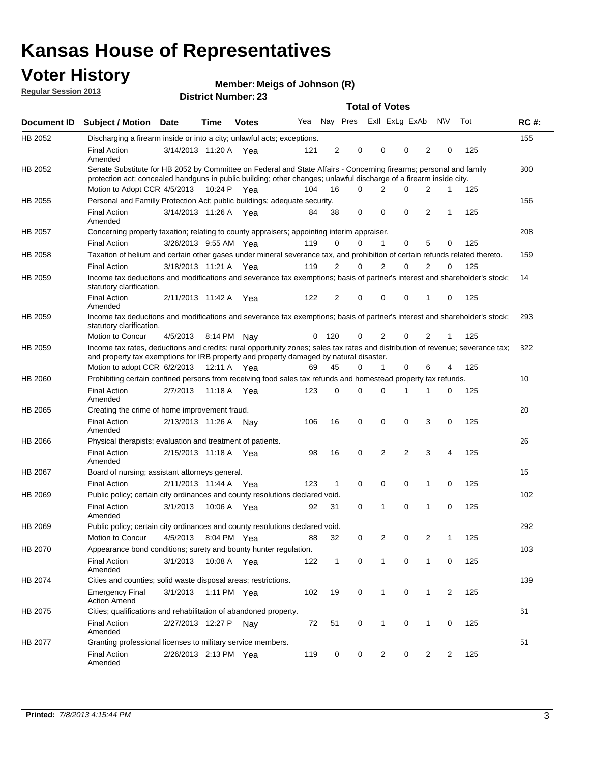# Kansas House of Representatives

## Voter History

**Regular Session 2013**

**Member: Meigs of Johnson (R)**

**District Number: 23**

| Document ID | Subject / Motion | Date | Time | Votes | Yea | Nay | Pres | ExII | ExLg | ExAb | N\V | Tot | RC #: |
|---|---|---|---|---|---|---|---|---|---|---|---|---|---|
| HB 2052 | Discharging a firearm inside or into a city; unlawful acts; exceptions. | | | | | | | | | | | | 155 |
| | Final Action Amended | 3/14/2013 | 11:20 A | Yea | 121 | 2 | 0 | 0 | 0 | 2 | 0 | 125 | |
| HB 2052 | Senate Substitute for HB 2052 by Committee on Federal and State Affairs - Concerning firearms; personal and family protection act; concealed handguns in public building; other changes; unlawful discharge of a firearm inside city. | | | | | | | | | | | | 300 |
| | Motion to Adopt CCR | 4/5/2013 | 10:24 P | Yea | 104 | 16 | 0 | 2 | 0 | 2 | 1 | 125 | |
| HB 2055 | Personal and Familly Protection Act; public buildings; adequate security. | | | | | | | | | | | | 156 |
| | Final Action Amended | 3/14/2013 | 11:26 A | Yea | 84 | 38 | 0 | 0 | 0 | 2 | 1 | 125 | |
| HB 2057 | Concerning property taxation; relating to county appraisers; appointing interim appraiser. | | | | | | | | | | | | 208 |
| | Final Action | 3/26/2013 | 9:55 AM | Yea | 119 | 0 | 0 | 1 | 0 | 5 | 0 | 125 | |
| HB 2058 | Taxation of helium and certain other gases under mineral severance tax, and prohibition of certain refunds related thereto. | | | | | | | | | | | | 159 |
| | Final Action | 3/18/2013 | 11:21 A | Yea | 119 | 2 | 0 | 2 | 0 | 2 | 0 | 125 | |
| HB 2059 | Income tax deductions and modifications and severance tax exemptions; basis of partner's interest and shareholder's stock; statutory clarification. | | | | | | | | | | | | 14 |
| | Final Action Amended | 2/11/2013 | 11:42 A | Yea | 122 | 2 | 0 | 0 | 0 | 1 | 0 | 125 | |
| HB 2059 | Income tax deductions and modifications and severance tax exemptions; basis of partner's interest and shareholder's stock; statutory clarification. | | | | | | | | | | | | 293 |
| | Motion to Concur | 4/5/2013 | 8:14 PM | Nay | 0 | 120 | 0 | 2 | 0 | 2 | 1 | 125 | |
| HB 2059 | Income tax rates, deductions and credits; rural opportunity zones; sales tax rates and distribution of revenue; severance tax; and property tax exemptions for IRB property and property damaged by natural disaster. | | | | | | | | | | | | 322 |
| | Motion to adopt CCR | 6/2/2013 | 12:11 A | Yea | 69 | 45 | 0 | 1 | 0 | 6 | 4 | 125 | |
| HB 2060 | Prohibiting certain confined persons from receiving food sales tax refunds and homestead property tax refunds. | | | | | | | | | | | | 10 |
| | Final Action Amended | 2/7/2013 | 11:18 A | Yea | 123 | 0 | 0 | 0 | 1 | 1 | 0 | 125 | |
| HB 2065 | Creating the crime of home improvement fraud. | | | | | | | | | | | | 20 |
| | Final Action Amended | 2/13/2013 | 11:26 A | Nay | 106 | 16 | 0 | 0 | 0 | 3 | 0 | 125 | |
| HB 2066 | Physical therapists; evaluation and treatment of patients. | | | | | | | | | | | | 26 |
| | Final Action Amended | 2/15/2013 | 11:18 A | Yea | 98 | 16 | 0 | 2 | 2 | 3 | 4 | 125 | |
| HB 2067 | Board of nursing; assistant attorneys general. | | | | | | | | | | | | 15 |
| | Final Action | 2/11/2013 | 11:44 A | Yea | 123 | 1 | 0 | 0 | 0 | 1 | 0 | 125 | |
| HB 2069 | Public policy; certain city ordinances and county resolutions declared void. | | | | | | | | | | | | 102 |
| | Final Action Amended | 3/1/2013 | 10:06 A | Yea | 92 | 31 | 0 | 1 | 0 | 1 | 0 | 125 | |
| HB 2069 | Public policy; certain city ordinances and county resolutions declared void. | | | | | | | | | | | | 292 |
| | Motion to Concur | 4/5/2013 | 8:04 PM | Yea | 88 | 32 | 0 | 2 | 0 | 2 | 1 | 125 | |
| HB 2070 | Appearance bond conditions; surety and bounty hunter regulation. | | | | | | | | | | | | 103 |
| | Final Action Amended | 3/1/2013 | 10:08 A | Yea | 122 | 1 | 0 | 1 | 0 | 1 | 0 | 125 | |
| HB 2074 | Cities and counties; solid waste disposal areas; restrictions. | | | | | | | | | | | | 139 |
| | Emergency Final Action Amend | 3/1/2013 | 1:11 PM | Yea | 102 | 19 | 0 | 1 | 0 | 1 | 2 | 125 | |
| HB 2075 | Cities; qualifications and rehabilitation of abandoned property. | | | | | | | | | | | | 61 |
| | Final Action Amended | 2/27/2013 | 12:27 P | Nay | 72 | 51 | 0 | 1 | 0 | 1 | 0 | 125 | |
| HB 2077 | Granting professional licenses to military service members. | | | | | | | | | | | | 51 |
| | Final Action Amended | 2/26/2013 | 2:13 PM | Yea | 119 | 0 | 0 | 2 | 0 | 2 | 2 | 125 | |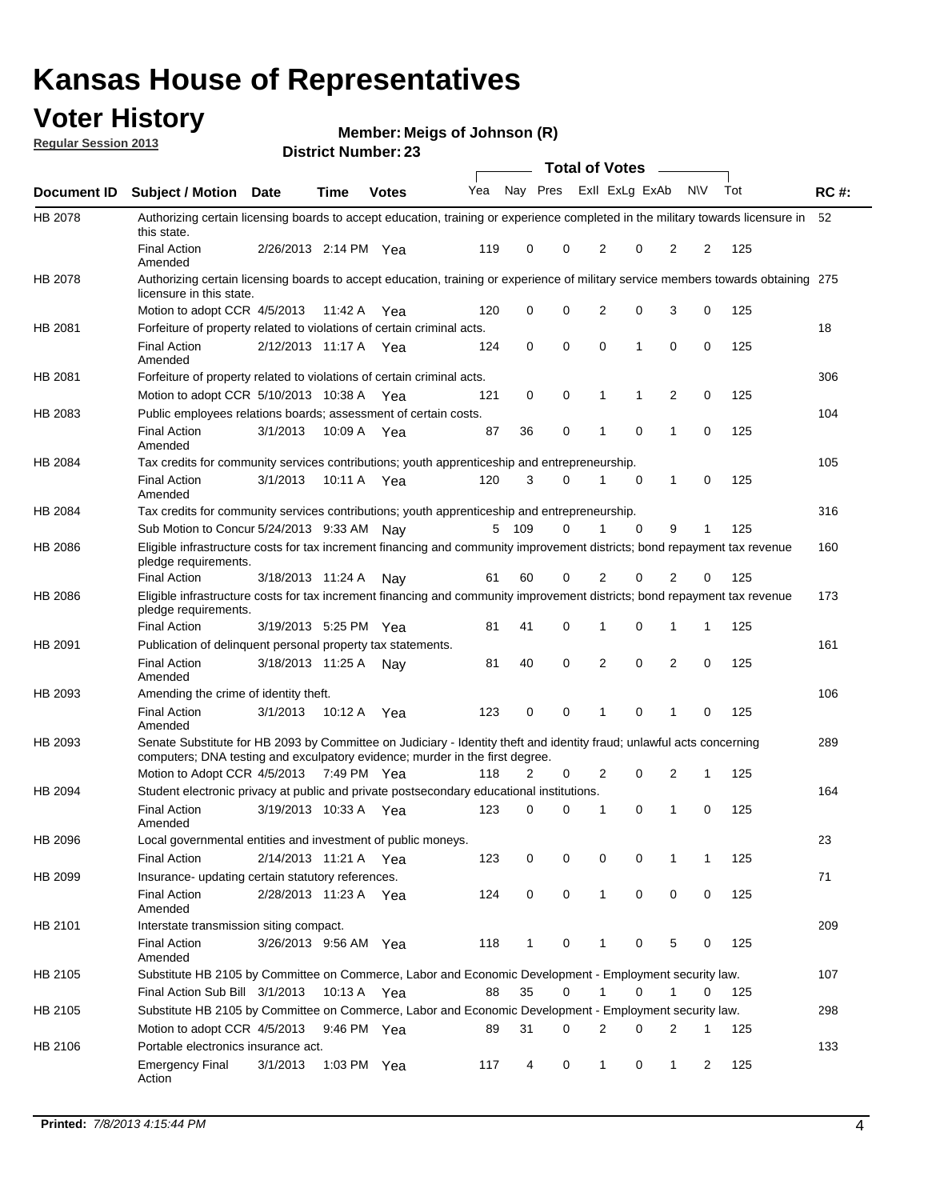# Kansas House of Representatives

## Voter History

**Regular Session 2013**

**Member: Meigs of Johnson (R)**

**District Number: 23**

| Document ID | Subject / Motion | Date | Time | Votes | Yea | Nay | Pres | ExII | ExLg | ExAb | N\V | Tot | RC #: |
|---|---|---|---|---|---|---|---|---|---|---|---|---|---|
| HB 2078 | Authorizing certain licensing boards to accept education, training or experience completed in the military towards licensure in this state. | | | | | | | | | | | | 52 |
| | Final Action Amended | 2/26/2013 | 2:14 PM | Yea | 119 | 0 | 0 | 2 | 0 | 2 | 2 | 125 | |
| HB 2078 | Authorizing certain licensing boards to accept education, training or experience of military service members towards obtaining licensure in this state. | | | | | | | | | | | | 275 |
| | Motion to adopt CCR | 4/5/2013 | 11:42 A | Yea | 120 | 0 | 0 | 2 | 0 | 3 | 0 | 125 | |
| HB 2081 | Forfeiture of property related to violations of certain criminal acts. | | | | | | | | | | | | 18 |
| | Final Action Amended | 2/12/2013 | 11:17 A | Yea | 124 | 0 | 0 | 0 | 1 | 0 | 0 | 125 | |
| HB 2081 | Forfeiture of property related to violations of certain criminal acts. | | | | | | | | | | | | 306 |
| | Motion to adopt CCR | 5/10/2013 | 10:38 A | Yea | 121 | 0 | 0 | 1 | 1 | 2 | 0 | 125 | |
| HB 2083 | Public employees relations boards; assessment of certain costs. | | | | | | | | | | | | 104 |
| | Final Action Amended | 3/1/2013 | 10:09 A | Yea | 87 | 36 | 0 | 1 | 0 | 1 | 0 | 125 | |
| HB 2084 | Tax credits for community services contributions; youth apprenticeship and entrepreneurship. | | | | | | | | | | | | 105 |
| | Final Action Amended | 3/1/2013 | 10:11 A | Yea | 120 | 3 | 0 | 1 | 0 | 1 | 0 | 125 | |
| HB 2084 | Tax credits for community services contributions; youth apprenticeship and entrepreneurship. | | | | | | | | | | | | 316 |
| | Sub Motion to Concur | 5/24/2013 | 9:33 AM | Nay | 5 | 109 | 0 | 1 | 0 | 9 | 1 | 125 | |
| HB 2086 | Eligible infrastructure costs for tax increment financing and community improvement districts; bond repayment tax revenue pledge requirements. | | | | | | | | | | | | 160 |
| | Final Action | 3/18/2013 | 11:24 A | Nay | 61 | 60 | 0 | 2 | 0 | 2 | 0 | 125 | |
| HB 2086 | Eligible infrastructure costs for tax increment financing and community improvement districts; bond repayment tax revenue pledge requirements. | | | | | | | | | | | | 173 |
| | Final Action | 3/19/2013 | 5:25 PM | Yea | 81 | 41 | 0 | 1 | 0 | 1 | 1 | 125 | |
| HB 2091 | Publication of delinquent personal property tax statements. | | | | | | | | | | | | 161 |
| | Final Action Amended | 3/18/2013 | 11:25 A | Nay | 81 | 40 | 0 | 2 | 0 | 2 | 0 | 125 | |
| HB 2093 | Amending the crime of identity theft. | | | | | | | | | | | | 106 |
| | Final Action Amended | 3/1/2013 | 10:12 A | Yea | 123 | 0 | 0 | 1 | 0 | 1 | 0 | 125 | |
| HB 2093 | Senate Substitute for HB 2093 by Committee on Judiciary - Identity theft and identity fraud; unlawful acts concerning computers; DNA testing and exculpatory evidence; murder in the first degree. | | | | | | | | | | | | 289 |
| | Motion to Adopt CCR | 4/5/2013 | 7:49 PM | Yea | 118 | 2 | 0 | 2 | 0 | 2 | 1 | 125 | |
| HB 2094 | Student electronic privacy at public and private postsecondary educational institutions. | | | | | | | | | | | | 164 |
| | Final Action Amended | 3/19/2013 | 10:33 A | Yea | 123 | 0 | 0 | 1 | 0 | 1 | 0 | 125 | |
| HB 2096 | Local governmental entities and investment of public moneys. | | | | | | | | | | | | 23 |
| | Final Action | 2/14/2013 | 11:21 A | Yea | 123 | 0 | 0 | 0 | 0 | 1 | 1 | 125 | |
| HB 2099 | Insurance- updating certain statutory references. | | | | | | | | | | | | 71 |
| | Final Action Amended | 2/28/2013 | 11:23 A | Yea | 124 | 0 | 0 | 1 | 0 | 0 | 0 | 125 | |
| HB 2101 | Interstate transmission siting compact. | | | | | | | | | | | | 209 |
| | Final Action Amended | 3/26/2013 | 9:56 AM | Yea | 118 | 1 | 0 | 1 | 0 | 5 | 0 | 125 | |
| HB 2105 | Substitute HB 2105 by Committee on Commerce, Labor and Economic Development - Employment security law. | | | | | | | | | | | | 107 |
| | Final Action Sub Bill | 3/1/2013 | 10:13 A | Yea | 88 | 35 | 0 | 1 | 0 | 1 | 0 | 125 | |
| HB 2105 | Substitute HB 2105 by Committee on Commerce, Labor and Economic Development - Employment security law. | | | | | | | | | | | | 298 |
| | Motion to adopt CCR | 4/5/2013 | 9:46 PM | Yea | 89 | 31 | 0 | 2 | 0 | 2 | 1 | 125 | |
| HB 2106 | Portable electronics insurance act. | | | | | | | | | | | | 133 |
| | Emergency Final Action | 3/1/2013 | 1:03 PM | Yea | 117 | 4 | 0 | 1 | 0 | 1 | 2 | 125 | |

**Printed:** *7/8/2013 4:15:44 PM*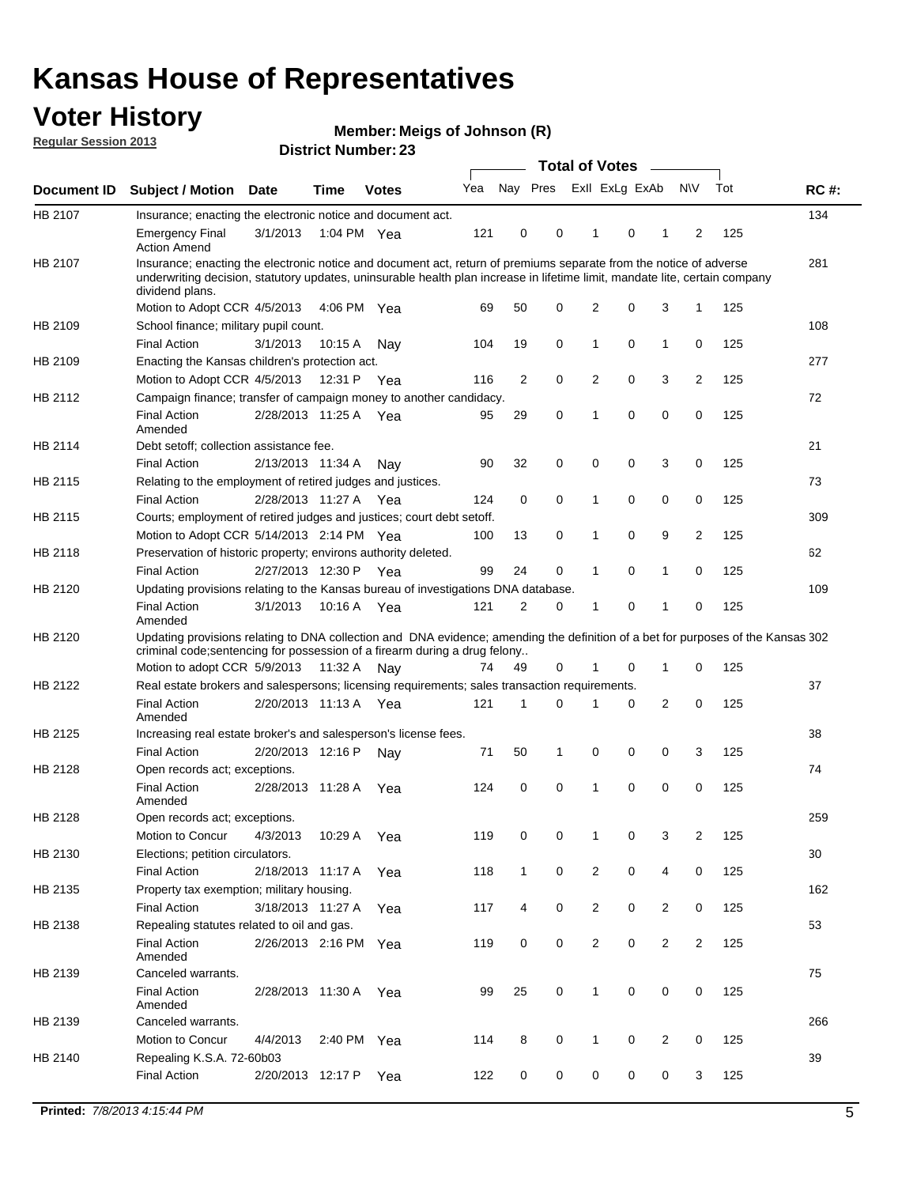# Kansas House of Representatives

## Voter History

**Regular Session 2013**

**Member: Meigs of Johnson (R)**

**District Number: 23**

| Document ID | Subject / Motion | Date | Time | Votes | Yea | Nay | Pres | ExII | ExLg | ExAb | N\V | Tot | RC #: |
|---|---|---|---|---|---|---|---|---|---|---|---|---|---|
| HB 2107 | Insurance; enacting the electronic notice and document act. | | | | | | | | | | | | 134 |
| | Emergency Final Action Amend | 3/1/2013 | 1:04 PM | Yea | 121 | 0 | 0 | 1 | 0 | 1 | 2 | 125 | |
| HB 2107 | Insurance; enacting the electronic notice and document act, return of premiums separate from the notice of adverse underwriting decision, statutory updates, uninsurable health plan increase in lifetime limit, mandate lite, certain company dividend plans. | | | | | | | | | | | | 281 |
| | Motion to Adopt CCR | 4/5/2013 | 4:06 PM | Yea | 69 | 50 | 0 | 2 | 0 | 3 | 1 | 125 | |
| HB 2109 | School finance; military pupil count. | | | | | | | | | | | | 108 |
| | Final Action | 3/1/2013 | 10:15 A | Nay | 104 | 19 | 0 | 1 | 0 | 1 | 0 | 125 | |
| HB 2109 | Enacting the Kansas children's protection act. | | | | | | | | | | | | 277 |
| | Motion to Adopt CCR | 4/5/2013 | 12:31 P | Yea | 116 | 2 | 0 | 2 | 0 | 3 | 2 | 125 | |
| HB 2112 | Campaign finance; transfer of campaign money to another candidacy. | | | | | | | | | | | | 72 |
| | Final Action Amended | 2/28/2013 | 11:25 A | Yea | 95 | 29 | 0 | 1 | 0 | 0 | 0 | 125 | |
| HB 2114 | Debt setoff; collection assistance fee. | | | | | | | | | | | | 21 |
| | Final Action | 2/13/2013 | 11:34 A | Nay | 90 | 32 | 0 | 0 | 0 | 3 | 0 | 125 | |
| HB 2115 | Relating to the employment of retired judges and justices. | | | | | | | | | | | | 73 |
| | Final Action | 2/28/2013 | 11:27 A | Yea | 124 | 0 | 0 | 1 | 0 | 0 | 0 | 125 | |
| HB 2115 | Courts; employment of retired judges and justices; court debt setoff. | | | | | | | | | | | | 309 |
| | Motion to Adopt CCR | 5/14/2013 | 2:14 PM | Yea | 100 | 13 | 0 | 1 | 0 | 9 | 2 | 125 | |
| HB 2118 | Preservation of historic property; environs authority deleted. | | | | | | | | | | | | 62 |
| | Final Action | 2/27/2013 | 12:30 P | Yea | 99 | 24 | 0 | 1 | 0 | 1 | 0 | 125 | |
| HB 2120 | Updating provisions relating to the Kansas bureau of investigations DNA database. | | | | | | | | | | | | 109 |
| | Final Action Amended | 3/1/2013 | 10:16 A | Yea | 121 | 2 | 0 | 1 | 0 | 1 | 0 | 125 | |
| HB 2120 | Updating provisions relating to DNA collection and DNA evidence; amending the definition of a bet for purposes of the Kansas criminal code;sentencing for possession of a firearm during a drug felony.. | | | | | | | | | | | | 302 |
| | Motion to adopt CCR | 5/9/2013 | 11:32 A | Nay | 74 | 49 | 0 | 1 | 0 | 1 | 0 | 125 | |
| HB 2122 | Real estate brokers and salespersons; licensing requirements; sales transaction requirements. | | | | | | | | | | | | 37 |
| | Final Action Amended | 2/20/2013 | 11:13 A | Yea | 121 | 1 | 0 | 1 | 0 | 2 | 0 | 125 | |
| HB 2125 | Increasing real estate broker's and salesperson's license fees. | | | | | | | | | | | | 38 |
| | Final Action | 2/20/2013 | 12:16 P | Nay | 71 | 50 | 1 | 0 | 0 | 0 | 3 | 125 | |
| HB 2128 | Open records act; exceptions. | | | | | | | | | | | | 74 |
| | Final Action Amended | 2/28/2013 | 11:28 A | Yea | 124 | 0 | 0 | 1 | 0 | 0 | 0 | 125 | |
| HB 2128 | Open records act; exceptions. | | | | | | | | | | | | 259 |
| | Motion to Concur | 4/3/2013 | 10:29 A | Yea | 119 | 0 | 0 | 1 | 0 | 3 | 2 | 125 | |
| HB 2130 | Elections; petition circulators. | | | | | | | | | | | | 30 |
| | Final Action | 2/18/2013 | 11:17 A | Yea | 118 | 1 | 0 | 2 | 0 | 4 | 0 | 125 | |
| HB 2135 | Property tax exemption; military housing. | | | | | | | | | | | | 162 |
| | Final Action | 3/18/2013 | 11:27 A | Yea | 117 | 4 | 0 | 2 | 0 | 2 | 0 | 125 | |
| HB 2138 | Repealing statutes related to oil and gas. | | | | | | | | | | | | 53 |
| | Final Action Amended | 2/26/2013 | 2:16 PM | Yea | 119 | 0 | 0 | 2 | 0 | 2 | 2 | 125 | |
| HB 2139 | Canceled warrants. | | | | | | | | | | | | 75 |
| | Final Action Amended | 2/28/2013 | 11:30 A | Yea | 99 | 25 | 0 | 1 | 0 | 0 | 0 | 125 | |
| HB 2139 | Canceled warrants. | | | | | | | | | | | | 266 |
| | Motion to Concur | 4/4/2013 | 2:40 PM | Yea | 114 | 8 | 0 | 1 | 0 | 2 | 0 | 125 | |
| HB 2140 | Repealing K.S.A. 72-60b03 | | | | | | | | | | | | 39 |
| | Final Action | 2/20/2013 | 12:17 P | Yea | 122 | 0 | 0 | 0 | 0 | 0 | 3 | 125 | |

**Printed:** *7/8/2013 4:15:44 PM*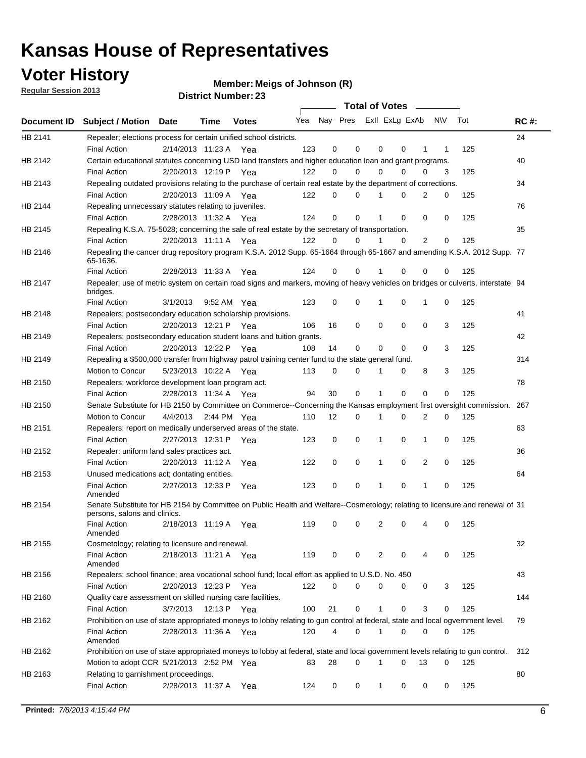# Kansas House of Representatives

## Voter History

**Regular Session 2013**

**Member: Meigs of Johnson (R)**

**District Number: 23**

| Document ID | Subject / Motion | Date | Time | Votes | Yea | Nay | Pres | ExII | ExLg | ExAb | N\V | Tot | RC #: |
|---|---|---|---|---|---|---|---|---|---|---|---|---|---|
| HB 2141 | Repealer; elections process for certain unified school districts. | | | | | | | | | | | | 24 |
| | Final Action | 2/14/2013 | 11:23 A | Yea | 123 | 0 | 0 | 0 | 0 | 1 | 1 | 125 | |
| HB 2142 | Certain educational statutes concerning USD land transfers and higher education loan and grant programs. | | | | | | | | | | | | 40 |
| | Final Action | 2/20/2013 | 12:19 P | Yea | 122 | 0 | 0 | 0 | 0 | 0 | 3 | 125 | |
| HB 2143 | Repealing outdated provisions relating to the purchase of certain real estate by the department of corrections. | | | | | | | | | | | | 34 |
| | Final Action | 2/20/2013 | 11:09 A | Yea | 122 | 0 | 0 | 1 | 0 | 2 | 0 | 125 | |
| HB 2144 | Repealing unnecessary statutes relating to juveniles. | | | | | | | | | | | | 76 |
| | Final Action | 2/28/2013 | 11:32 A | Yea | 124 | 0 | 0 | 1 | 0 | 0 | 0 | 125 | |
| HB 2145 | Repealing K.S.A. 75-5028; concerning the sale of real estate by the secretary of transportation. | | | | | | | | | | | | 35 |
| | Final Action | 2/20/2013 | 11:11 A | Yea | 122 | 0 | 0 | 1 | 0 | 2 | 0 | 125 | |
| HB 2146 | Repealing the cancer drug repository program K.S.A. 2012 Supp. 65-1664 through 65-1667 and amending K.S.A. 2012 Supp. 65-1636. | | | | | | | | | | | | 77 |
| | Final Action | 2/28/2013 | 11:33 A | Yea | 124 | 0 | 0 | 1 | 0 | 0 | 0 | 125 | |
| HB 2147 | Repealer; use of metric system on certain road signs and markers, moving of heavy vehicles on bridges or culverts, interstate bridges. | | | | | | | | | | | | 94 |
| | Final Action | 3/1/2013 | 9:52 AM | Yea | 123 | 0 | 0 | 1 | 0 | 1 | 0 | 125 | |
| HB 2148 | Repealers; postsecondary education scholarship provisions. | | | | | | | | | | | | 41 |
| | Final Action | 2/20/2013 | 12:21 P | Yea | 106 | 16 | 0 | 0 | 0 | 0 | 3 | 125 | |
| HB 2149 | Repealers; postsecondary education student loans and tuition grants. | | | | | | | | | | | | 42 |
| | Final Action | 2/20/2013 | 12:22 P | Yea | 108 | 14 | 0 | 0 | 0 | 0 | 3 | 125 | |
| HB 2149 | Repealing a $500,000 transfer from highway patrol training center fund to the state general fund. | | | | | | | | | | | | 314 |
| | Motion to Concur | 5/23/2013 | 10:22 A | Yea | 113 | 0 | 0 | 1 | 0 | 8 | 3 | 125 | |
| HB 2150 | Repealers; workforce development loan program act. | | | | | | | | | | | | 78 |
| | Final Action | 2/28/2013 | 11:34 A | Yea | 94 | 30 | 0 | 1 | 0 | 0 | 0 | 125 | |
| HB 2150 | Senate Substitute for HB 2150 by Committee on Commerce--Concerning the Kansas employment first oversight commission. | | | | | | | | | | | | 267 |
| | Motion to Concur | 4/4/2013 | 2:44 PM | Yea | 110 | 12 | 0 | 1 | 0 | 2 | 0 | 125 | |
| HB 2151 | Repealers; report on medically underserved areas of the state. | | | | | | | | | | | | 63 |
| | Final Action | 2/27/2013 | 12:31 P | Yea | 123 | 0 | 0 | 1 | 0 | 1 | 0 | 125 | |
| HB 2152 | Repealer: uniform land sales practices act. | | | | | | | | | | | | 36 |
| | Final Action | 2/20/2013 | 11:12 A | Yea | 122 | 0 | 0 | 1 | 0 | 2 | 0 | 125 | |
| HB 2153 | Unused medications act; dontating entities. | | | | | | | | | | | | 64 |
| | Final Action Amended | 2/27/2013 | 12:33 P | Yea | 123 | 0 | 0 | 1 | 0 | 1 | 0 | 125 | |
| HB 2154 | Senate Substitute for HB 2154 by Committee on Public Health and Welfare--Cosmetology; relating to licensure and renewal of persons, salons and clinics. | | | | | | | | | | | | 31 |
| | Final Action Amended | 2/18/2013 | 11:19 A | Yea | 119 | 0 | 0 | 2 | 0 | 4 | 0 | 125 | |
| HB 2155 | Cosmetology; relating to licensure and renewal. | | | | | | | | | | | | 32 |
| | Final Action Amended | 2/18/2013 | 11:21 A | Yea | 119 | 0 | 0 | 2 | 0 | 4 | 0 | 125 | |
| HB 2156 | Repealers; school finance; area vocational school fund; local effort as applied to U.S.D. No. 450 | | | | | | | | | | | | 43 |
| | Final Action | 2/20/2013 | 12:23 P | Yea | 122 | 0 | 0 | 0 | 0 | 0 | 3 | 125 | |
| HB 2160 | Quality care assessment on skilled nursing care facilities. | | | | | | | | | | | | 144 |
| | Final Action | 3/7/2013 | 12:13 P | Yea | 100 | 21 | 0 | 1 | 0 | 3 | 0 | 125 | |
| HB 2162 | Prohibition on use of state appropriated moneys to lobby relating to gun control at federal, state and local ogvernment level. | | | | | | | | | | | | 79 |
| | Final Action Amended | 2/28/2013 | 11:36 A | Yea | 120 | 4 | 0 | 1 | 0 | 0 | 0 | 125 | |
| HB 2162 | Prohibition on use of state appropriated moneys to lobby at federal, state and local government levels relating to gun control. | | | | | | | | | | | | 312 |
| | Motion to adopt CCR | 5/21/2013 | 2:52 PM | Yea | 83 | 28 | 0 | 1 | 0 | 13 | 0 | 125 | |
| HB 2163 | Relating to garnishment proceedings. | | | | | | | | | | | | 80 |
| | Final Action | 2/28/2013 | 11:37 A | Yea | 124 | 0 | 0 | 1 | 0 | 0 | 0 | 125 | |

**Printed:** *7/8/2013 4:15:44 PM*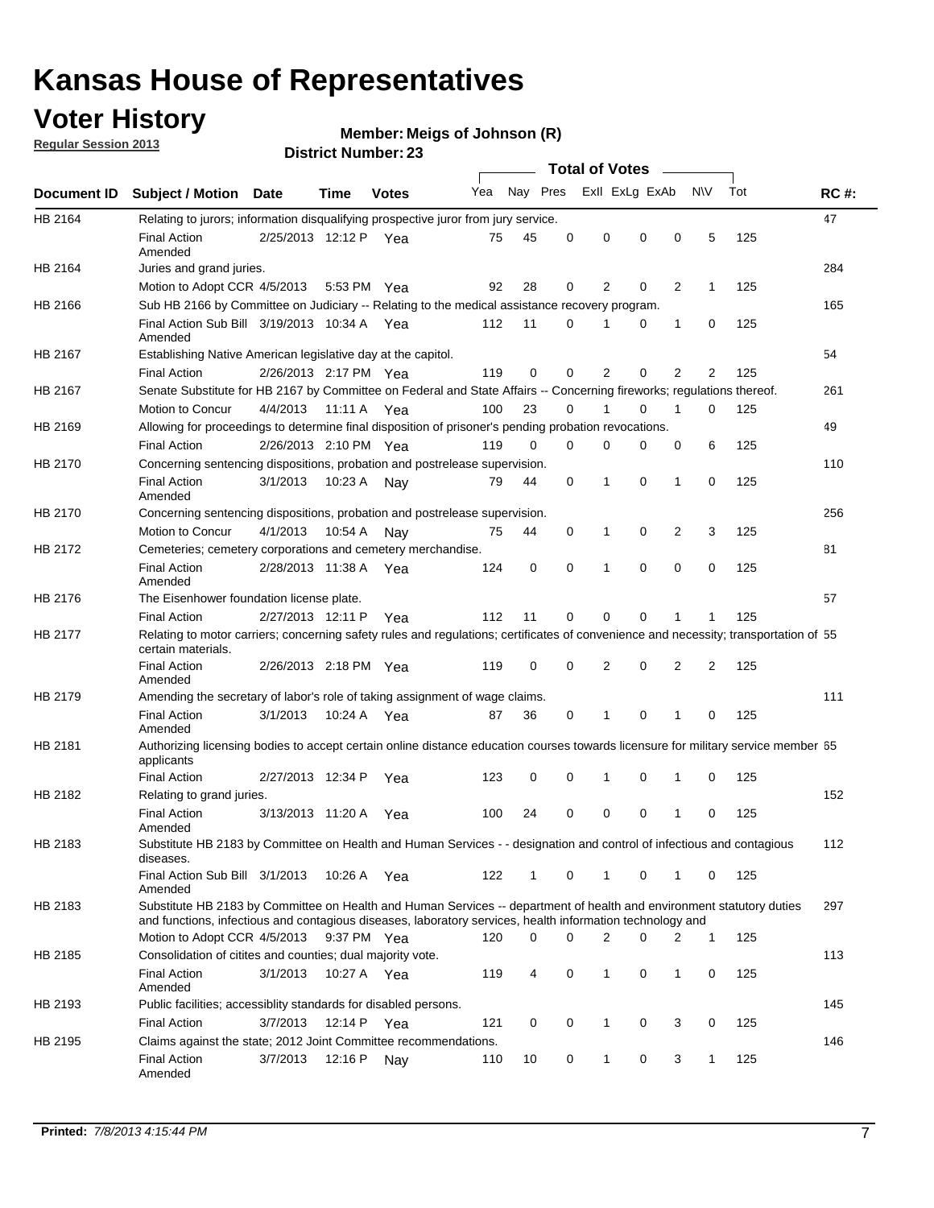# Kansas House of Representatives

## Voter History

**Regular Session 2013**

**Member: Meigs of Johnson (R)**

**District Number: 23**

| Document ID | Subject / Motion | Date | Time | Votes | Yea | Nay | Pres | ExII | ExLg | ExAb | N\V | Tot | RC #: |
|---|---|---|---|---|---|---|---|---|---|---|---|---|---|
| HB 2164 | Relating to jurors; information disqualifying prospective juror from jury service. | | | | | | | | | | | | 47 |
| | Final Action Amended | 2/25/2013 | 12:12 P | Yea | 75 | 45 | 0 | 0 | 0 | 0 | 5 | 125 | |
| HB 2164 | Juries and grand juries. | | | | | | | | | | | | 284 |
| | Motion to Adopt CCR | 4/5/2013 | 5:53 PM | Yea | 92 | 28 | 0 | 2 | 0 | 2 | 1 | 125 | |
| HB 2166 | Sub HB 2166 by Committee on Judiciary -- Relating to the medical assistance recovery program. | | | | | | | | | | | | 165 |
| | Final Action Sub Bill Amended | 3/19/2013 | 10:34 A | Yea | 112 | 11 | 0 | 1 | 0 | 1 | 0 | 125 | |
| HB 2167 | Establishing Native American legislative day at the capitol. | | | | | | | | | | | | 54 |
| | Final Action | 2/26/2013 | 2:17 PM | Yea | 119 | 0 | 0 | 2 | 0 | 2 | 2 | 125 | |
| HB 2167 | Senate Substitute for HB 2167 by Committee on Federal and State Affairs -- Concerning fireworks; regulations thereof. | | | | | | | | | | | | 261 |
| | Motion to Concur | 4/4/2013 | 11:11 A | Yea | 100 | 23 | 0 | 1 | 0 | 1 | 0 | 125 | |
| HB 2169 | Allowing for proceedings to determine final disposition of prisoner's pending probation revocations. | | | | | | | | | | | | 49 |
| | Final Action | 2/26/2013 | 2:10 PM | Yea | 119 | 0 | 0 | 0 | 0 | 0 | 6 | 125 | |
| HB 2170 | Concerning sentencing dispositions, probation and postrelease supervision. | | | | | | | | | | | | 110 |
| | Final Action Amended | 3/1/2013 | 10:23 A | Nay | 79 | 44 | 0 | 1 | 0 | 1 | 0 | 125 | |
| HB 2170 | Concerning sentencing dispositions, probation and postrelease supervision. | | | | | | | | | | | | 256 |
| | Motion to Concur | 4/1/2013 | 10:54 A | Nay | 75 | 44 | 0 | 1 | 0 | 2 | 3 | 125 | |
| HB 2172 | Cemeteries; cemetery corporations and cemetery merchandise. | | | | | | | | | | | | 81 |
| | Final Action Amended | 2/28/2013 | 11:38 A | Yea | 124 | 0 | 0 | 1 | 0 | 0 | 0 | 125 | |
| HB 2176 | The Eisenhower foundation license plate. | | | | | | | | | | | | 57 |
| | Final Action | 2/27/2013 | 12:11 P | Yea | 112 | 11 | 0 | 0 | 0 | 1 | 1 | 125 | |
| HB 2177 | Relating to motor carriers; concerning safety rules and regulations; certificates of convenience and necessity; transportation of certain materials. | | | | | | | | | | | | 55 |
| | Final Action Amended | 2/26/2013 | 2:18 PM | Yea | 119 | 0 | 0 | 2 | 0 | 2 | 2 | 125 | |
| HB 2179 | Amending the secretary of labor's role of taking assignment of wage claims. | | | | | | | | | | | | 111 |
| | Final Action Amended | 3/1/2013 | 10:24 A | Yea | 87 | 36 | 0 | 1 | 0 | 1 | 0 | 125 | |
| HB 2181 | Authorizing licensing bodies to accept certain online distance education courses towards licensure for military service member applicants | | | | | | | | | | | | 65 |
| | Final Action | 2/27/2013 | 12:34 P | Yea | 123 | 0 | 0 | 1 | 0 | 1 | 0 | 125 | |
| HB 2182 | Relating to grand juries. | | | | | | | | | | | | 152 |
| | Final Action Amended | 3/13/2013 | 11:20 A | Yea | 100 | 24 | 0 | 0 | 0 | 1 | 0 | 125 | |
| HB 2183 | Substitute HB 2183 by Committee on Health and Human Services - - designation and control of infectious and contagious diseases. | | | | | | | | | | | | 112 |
| | Final Action Sub Bill Amended | 3/1/2013 | 10:26 A | Yea | 122 | 1 | 0 | 1 | 0 | 1 | 0 | 125 | |
| HB 2183 | Substitute HB 2183 by Committee on Health and Human Services -- department of health and environment statutory duties and functions, infectious and contagious diseases, laboratory services, health information technology and | | | | | | | | | | | | 297 |
| | Motion to Adopt CCR | 4/5/2013 | 9:37 PM | Yea | 120 | 0 | 0 | 2 | 0 | 2 | 1 | 125 | |
| HB 2185 | Consolidation of citites and counties; dual majority vote. | | | | | | | | | | | | 113 |
| | Final Action Amended | 3/1/2013 | 10:27 A | Yea | 119 | 4 | 0 | 1 | 0 | 1 | 0 | 125 | |
| HB 2193 | Public facilities; accessiblity standards for disabled persons. | | | | | | | | | | | | 145 |
| | Final Action | 3/7/2013 | 12:14 P | Yea | 121 | 0 | 0 | 1 | 0 | 3 | 0 | 125 | |
| HB 2195 | Claims against the state; 2012 Joint Committee recommendations. | | | | | | | | | | | | 146 |
| | Final Action Amended | 3/7/2013 | 12:16 P | Nay | 110 | 10 | 0 | 1 | 0 | 3 | 1 | 125 | |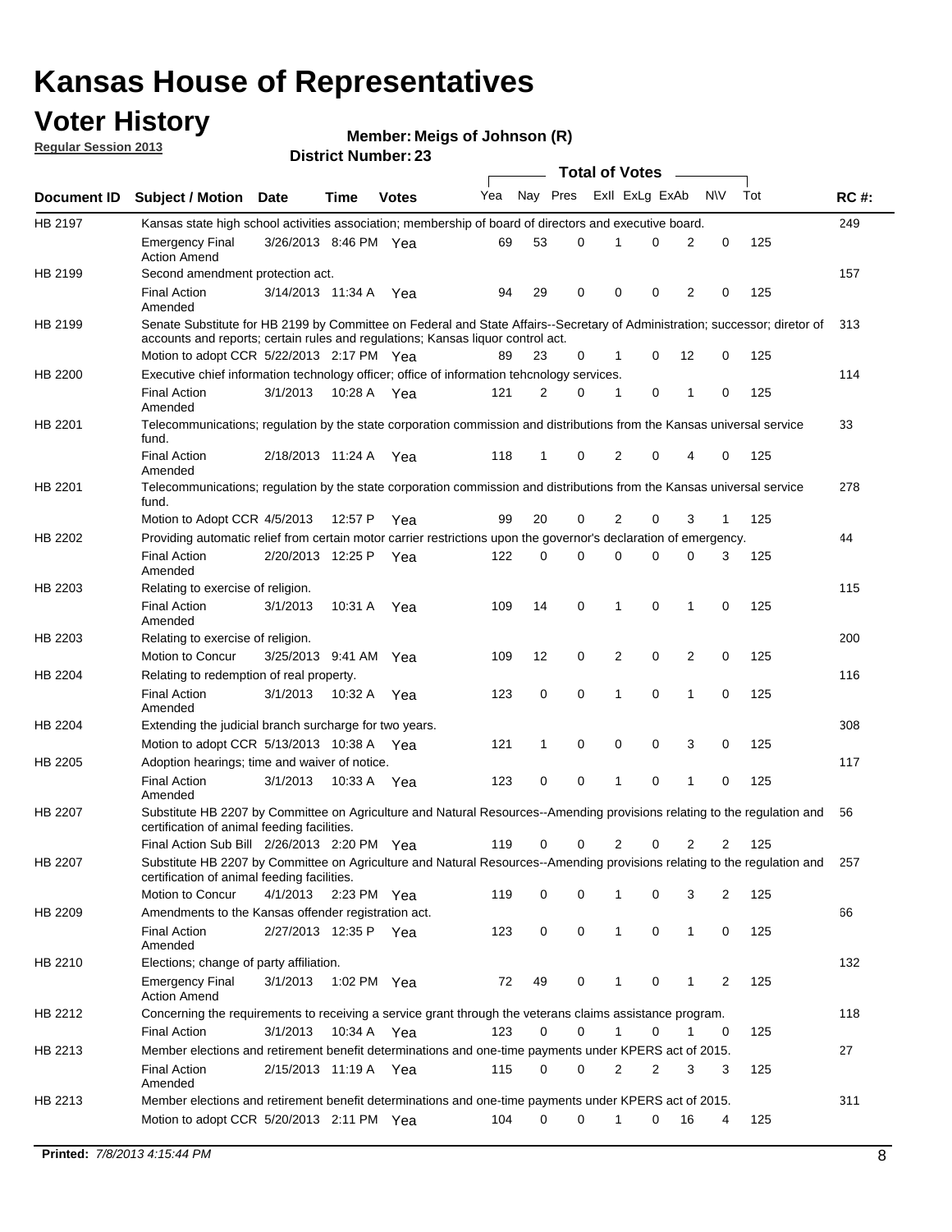# Kansas House of Representatives

## Voter History

**Regular Session 2013**

**Member: Meigs of Johnson (R)**

**District Number: 23**

| Document ID | Subject / Motion | Date | Time | Votes | Yea | Nay | Pres | ExlI | ExLg | ExAb | N\V | Tot | RC #: |
|---|---|---|---|---|---|---|---|---|---|---|---|---|---|
| HB 2197 | Kansas state high school activities association; membership of board of directors and executive board. | | | | | | | | | | | | 249 |
| | Emergency Final Action Amend | 3/26/2013 | 8:46 PM | Yea | 69 | 53 | 0 | 1 | 0 | 2 | 0 | 125 | |
| HB 2199 | Second amendment protection act. | | | | | | | | | | | | 157 |
| | Final Action Amended | 3/14/2013 | 11:34 A | Yea | 94 | 29 | 0 | 0 | 0 | 2 | 0 | 125 | |
| HB 2199 | Senate Substitute for HB 2199 by Committee on Federal and State Affairs--Secretary of Administration; successor; diretor of accounts and reports; certain rules and regulations; Kansas liquor control act. | | | | | | | | | | | | 313 |
| | Motion to adopt CCR | 5/22/2013 | 2:17 PM | Yea | 89 | 23 | 0 | 1 | 0 | 12 | 0 | 125 | |
| HB 2200 | Executive chief information technology officer; office of information tehcnology services. | | | | | | | | | | | | 114 |
| | Final Action Amended | 3/1/2013 | 10:28 A | Yea | 121 | 2 | 0 | 1 | 0 | 1 | 0 | 125 | |
| HB 2201 | Telecommunications; regulation by the state corporation commission and distributions from the Kansas universal service fund. | | | | | | | | | | | | 33 |
| | Final Action Amended | 2/18/2013 | 11:24 A | Yea | 118 | 1 | 0 | 2 | 0 | 4 | 0 | 125 | |
| HB 2201 | Telecommunications; regulation by the state corporation commission and distributions from the Kansas universal service fund. | | | | | | | | | | | | 278 |
| | Motion to Adopt CCR | 4/5/2013 | 12:57 P | Yea | 99 | 20 | 0 | 2 | 0 | 3 | 1 | 125 | |
| HB 2202 | Providing automatic relief from certain motor carrier restrictions upon the governor's declaration of emergency. | | | | | | | | | | | | 44 |
| | Final Action Amended | 2/20/2013 | 12:25 P | Yea | 122 | 0 | 0 | 0 | 0 | 0 | 3 | 125 | |
| HB 2203 | Relating to exercise of religion. | | | | | | | | | | | | 115 |
| | Final Action Amended | 3/1/2013 | 10:31 A | Yea | 109 | 14 | 0 | 1 | 0 | 1 | 0 | 125 | |
| HB 2203 | Relating to exercise of religion. | | | | | | | | | | | | 200 |
| | Motion to Concur | 3/25/2013 | 9:41 AM | Yea | 109 | 12 | 0 | 2 | 0 | 2 | 0 | 125 | |
| HB 2204 | Relating to redemption of real property. | | | | | | | | | | | | 116 |
| | Final Action Amended | 3/1/2013 | 10:32 A | Yea | 123 | 0 | 0 | 1 | 0 | 1 | 0 | 125 | |
| HB 2204 | Extending the judicial branch surcharge for two years. | | | | | | | | | | | | 308 |
| | Motion to adopt CCR | 5/13/2013 | 10:38 A | Yea | 121 | 1 | 0 | 0 | 0 | 3 | 0 | 125 | |
| HB 2205 | Adoption hearings; time and waiver of notice. | | | | | | | | | | | | 117 |
| | Final Action Amended | 3/1/2013 | 10:33 A | Yea | 123 | 0 | 0 | 1 | 0 | 1 | 0 | 125 | |
| HB 2207 | Substitute HB 2207 by Committee on Agriculture and Natural Resources--Amending provisions relating to the regulation and certification of animal feeding facilities. | | | | | | | | | | | | 56 |
| | Final Action Sub Bill | 2/26/2013 | 2:20 PM | Yea | 119 | 0 | 0 | 2 | 0 | 2 | 2 | 125 | |
| HB 2207 | Substitute HB 2207 by Committee on Agriculture and Natural Resources--Amending provisions relating to the regulation and certification of animal feeding facilities. | | | | | | | | | | | | 257 |
| | Motion to Concur | 4/1/2013 | 2:23 PM | Yea | 119 | 0 | 0 | 1 | 0 | 3 | 2 | 125 | |
| HB 2209 | Amendments to the Kansas offender registration act. | | | | | | | | | | | | 66 |
| | Final Action Amended | 2/27/2013 | 12:35 P | Yea | 123 | 0 | 0 | 1 | 0 | 1 | 0 | 125 | |
| HB 2210 | Elections; change of party affiliation. | | | | | | | | | | | | 132 |
| | Emergency Final Action Amend | 3/1/2013 | 1:02 PM | Yea | 72 | 49 | 0 | 1 | 0 | 1 | 2 | 125 | |
| HB 2212 | Concerning the requirements to receiving a service grant through the veterans claims assistance program. | | | | | | | | | | | | 118 |
| | Final Action | 3/1/2013 | 10:34 A | Yea | 123 | 0 | 0 | 1 | 0 | 1 | 0 | 125 | |
| HB 2213 | Member elections and retirement benefit determinations and one-time payments under KPERS act of 2015. | | | | | | | | | | | | 27 |
| | Final Action Amended | 2/15/2013 | 11:19 A | Yea | 115 | 0 | 0 | 2 | 2 | 3 | 3 | 125 | |
| HB 2213 | Member elections and retirement benefit determinations and one-time payments under KPERS act of 2015. | | | | | | | | | | | | 311 |
| | Motion to adopt CCR | 5/20/2013 | 2:11 PM | Yea | 104 | 0 | 0 | 1 | 0 | 16 | 4 | 125 | |

**Printed:** *7/8/2013 4:15:44 PM*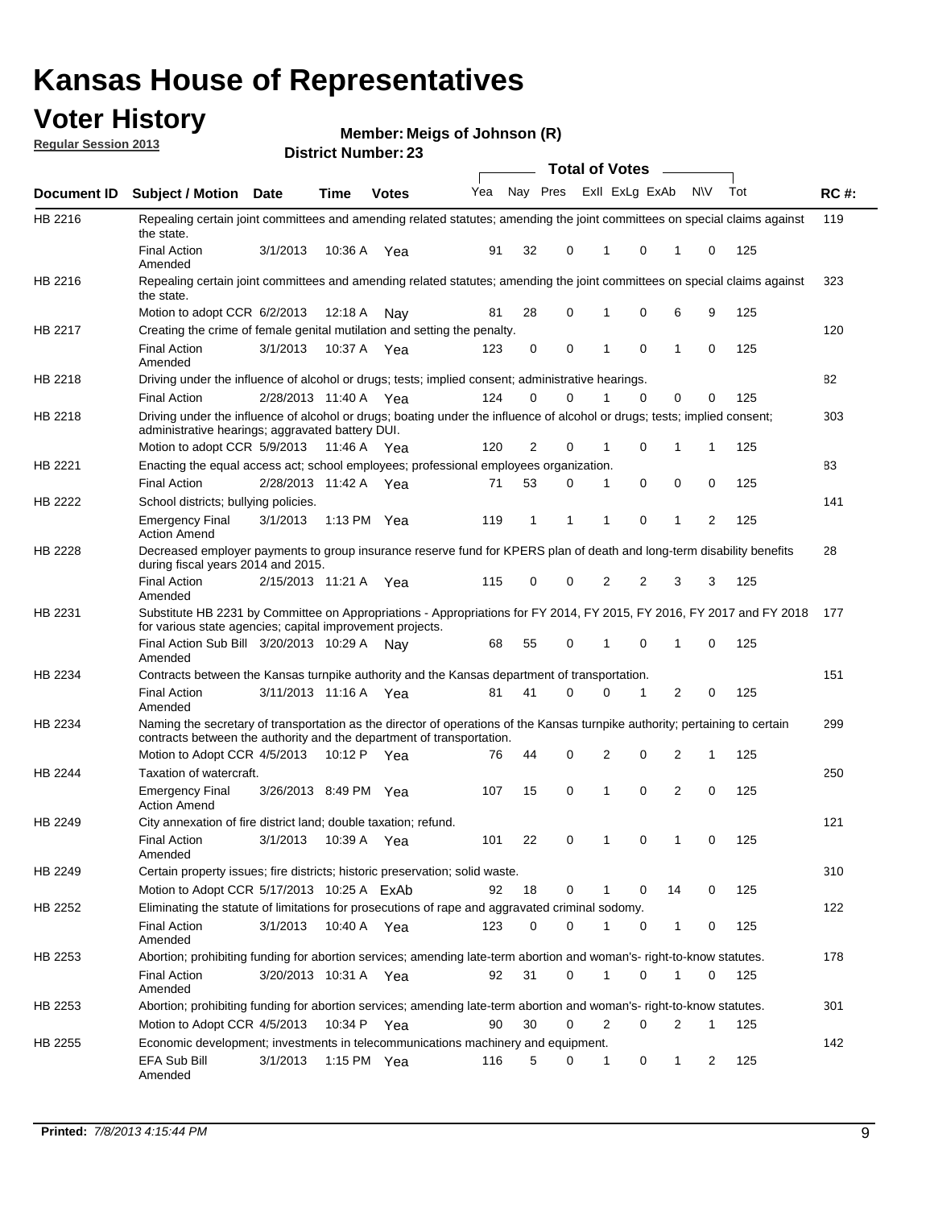# Kansas House of Representatives

## Voter History

**Regular Session 2013**

**Member: Meigs of Johnson (R)**

**District Number: 23**

| Document ID | Subject / Motion | Date | Time | Votes | Yea | Nay | Pres | ExII | ExLg | ExAb | N\V | Tot | RC #: |
|---|---|---|---|---|---|---|---|---|---|---|---|---|---|
| HB 2216 | Repealing certain joint committees and amending related statutes; amending the joint committees on special claims against the state. | | | | | | | | | | | | 119 |
| | Final Action Amended | 3/1/2013 | 10:36 A | Yea | 91 | 32 | 0 | 1 | 0 | 1 | 0 | 125 | |
| HB 2216 | Repealing certain joint committees and amending related statutes; amending the joint committees on special claims against the state. | | | | | | | | | | | | 323 |
| | Motion to adopt CCR | 6/2/2013 | 12:18 A | Nay | 81 | 28 | 0 | 1 | 0 | 6 | 9 | 125 | |
| HB 2217 | Creating the crime of female genital mutilation and setting the penalty. | | | | | | | | | | | | 120 |
| | Final Action Amended | 3/1/2013 | 10:37 A | Yea | 123 | 0 | 0 | 1 | 0 | 1 | 0 | 125 | |
| HB 2218 | Driving under the influence of alcohol or drugs; tests; implied consent; administrative hearings. | | | | | | | | | | | | 82 |
| | Final Action | 2/28/2013 | 11:40 A | Yea | 124 | 0 | 0 | 1 | 0 | 0 | 0 | 125 | |
| HB 2218 | Driving under the influence of alcohol or drugs; boating under the influence of alcohol or drugs; tests; implied consent; administrative hearings; aggravated battery DUI. | | | | | | | | | | | | 303 |
| | Motion to adopt CCR | 5/9/2013 | 11:46 A | Yea | 120 | 2 | 0 | 1 | 0 | 1 | 1 | 125 | |
| HB 2221 | Enacting the equal access act; school employees; professional employees organization. | | | | | | | | | | | | 83 |
| | Final Action | 2/28/2013 | 11:42 A | Yea | 71 | 53 | 0 | 1 | 0 | 0 | 0 | 125 | |
| HB 2222 | School districts; bullying policies. | | | | | | | | | | | | 141 |
| | Emergency Final Action Amend | 3/1/2013 | 1:13 PM | Yea | 119 | 1 | 1 | 1 | 0 | 1 | 2 | 125 | |
| HB 2228 | Decreased employer payments to group insurance reserve fund for KPERS plan of death and long-term disability benefits during fiscal years 2014 and 2015. | | | | | | | | | | | | 28 |
| | Final Action Amended | 2/15/2013 | 11:21 A | Yea | 115 | 0 | 0 | 2 | 2 | 3 | 3 | 125 | |
| HB 2231 | Substitute HB 2231 by Committee on Appropriations - Appropriations for FY 2014, FY 2015, FY 2016, FY 2017 and FY 2018 for various state agencies; capital improvement projects. | | | | | | | | | | | | 177 |
| | Final Action Sub Bill Amended | 3/20/2013 | 10:29 A | Nay | 68 | 55 | 0 | 1 | 0 | 1 | 0 | 125 | |
| HB 2234 | Contracts between the Kansas turnpike authority and the Kansas department of transportation. | | | | | | | | | | | | 151 |
| | Final Action Amended | 3/11/2013 | 11:16 A | Yea | 81 | 41 | 0 | 0 | 1 | 2 | 0 | 125 | |
| HB 2234 | Naming the secretary of transportation as the director of operations of the Kansas turnpike authority; pertaining to certain contracts between the authority and the department of transportation. | | | | | | | | | | | | 299 |
| | Motion to Adopt CCR | 4/5/2013 | 10:12 P | Yea | 76 | 44 | 0 | 2 | 0 | 2 | 1 | 125 | |
| HB 2244 | Taxation of watercraft. | | | | | | | | | | | | 250 |
| | Emergency Final Action Amend | 3/26/2013 | 8:49 PM | Yea | 107 | 15 | 0 | 1 | 0 | 2 | 0 | 125 | |
| HB 2249 | City annexation of fire district land; double taxation; refund. | | | | | | | | | | | | 121 |
| | Final Action Amended | 3/1/2013 | 10:39 A | Yea | 101 | 22 | 0 | 1 | 0 | 1 | 0 | 125 | |
| HB 2249 | Certain property issues; fire districts; historic preservation; solid waste. | | | | | | | | | | | | 310 |
| | Motion to Adopt CCR | 5/17/2013 | 10:25 A | ExAb | 92 | 18 | 0 | 1 | 0 | 14 | 0 | 125 | |
| HB 2252 | Eliminating the statute of limitations for prosecutions of rape and aggravated criminal sodomy. | | | | | | | | | | | | 122 |
| | Final Action Amended | 3/1/2013 | 10:40 A | Yea | 123 | 0 | 0 | 1 | 0 | 1 | 0 | 125 | |
| HB 2253 | Abortion; prohibiting funding for abortion services; amending late-term abortion and woman's- right-to-know statutes. | | | | | | | | | | | | 178 |
| | Final Action Amended | 3/20/2013 | 10:31 A | Yea | 92 | 31 | 0 | 1 | 0 | 1 | 0 | 125 | |
| HB 2253 | Abortion; prohibiting funding for abortion services; amending late-term abortion and woman's- right-to-know statutes. | | | | | | | | | | | | 301 |
| | Motion to Adopt CCR | 4/5/2013 | 10:34 P | Yea | 90 | 30 | 0 | 2 | 0 | 2 | 1 | 125 | |
| HB 2255 | Economic development; investments in telecommunications machinery and equipment. | | | | | | | | | | | | 142 |
| | EFA Sub Bill Amended | 3/1/2013 | 1:15 PM | Yea | 116 | 5 | 0 | 1 | 0 | 1 | 2 | 125 | |

**Printed:** *7/8/2013 4:15:44 PM*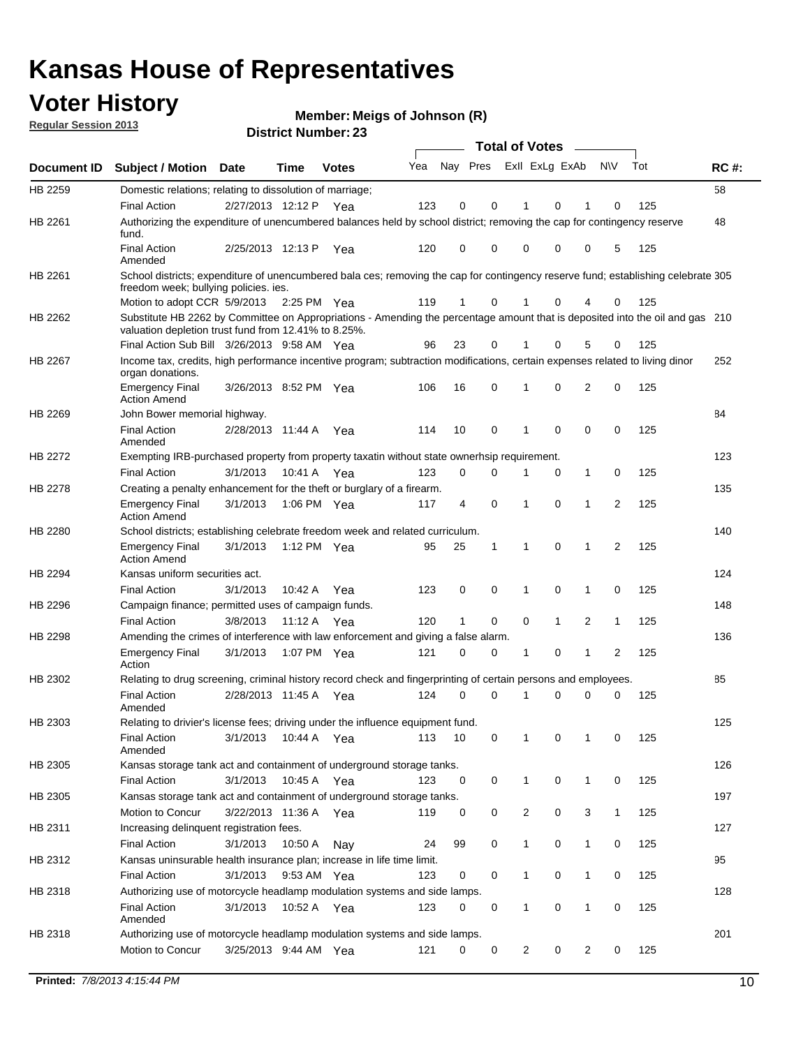# Kansas House of Representatives

## Voter History

**Regular Session 2013**

**Member: Meigs of Johnson (R)**

**District Number: 23**

| Document ID | Subject / Motion | Date | Time | Votes | Yea | Nay | Pres | ExII | ExLg | ExAb | N\V | Tot | RC #: |
|---|---|---|---|---|---|---|---|---|---|---|---|---|---|
| HB 2259 | Domestic relations; relating to dissolution of marriage; | | | | | | | | | | | | 58 |
| | Final Action | 2/27/2013 | 12:12 P | Yea | 123 | 0 | 0 | 1 | 0 | 1 | 0 | 125 | |
| HB 2261 | Authorizing the expenditure of unencumbered balances held by school district; removing the cap for contingency reserve fund. | | | | | | | | | | | | 48 |
| | Final Action Amended | 2/25/2013 | 12:13 P | Yea | 120 | 0 | 0 | 0 | 0 | 0 | 5 | 125 | |
| HB 2261 | School districts; expenditure of unencumbered bala ces; removing the cap for contingency reserve fund; establishing celebrate freedom week; bullying policies. ies. | | | | | | | | | | | | 305 |
| | Motion to adopt CCR | 5/9/2013 | 2:25 PM | Yea | 119 | 1 | 0 | 1 | 0 | 4 | 0 | 125 | |
| HB 2262 | Substitute HB 2262 by Committee on Appropriations - Amending the percentage amount that is deposited into the oil and gas valuation depletion trust fund from 12.41% to 8.25%. | | | | | | | | | | | | 210 |
| | Final Action Sub Bill | 3/26/2013 | 9:58 AM | Yea | 96 | 23 | 0 | 1 | 0 | 5 | 0 | 125 | |
| HB 2267 | Income tax, credits, high performance incentive program; subtraction modifications, certain expenses related to living dinor organ donations. | | | | | | | | | | | | 252 |
| | Emergency Final Action Amend | 3/26/2013 | 8:52 PM | Yea | 106 | 16 | 0 | 1 | 0 | 2 | 0 | 125 | |
| HB 2269 | John Bower memorial highway. | | | | | | | | | | | | 84 |
| | Final Action Amended | 2/28/2013 | 11:44 A | Yea | 114 | 10 | 0 | 1 | 0 | 0 | 0 | 125 | |
| HB 2272 | Exempting IRB-purchased property from property taxatin without state ownerhsip requirement. | | | | | | | | | | | | 123 |
| | Final Action | 3/1/2013 | 10:41 A | Yea | 123 | 0 | 0 | 1 | 0 | 1 | 0 | 125 | |
| HB 2278 | Creating a penalty enhancement for the theft or burglary of a firearm. | | | | | | | | | | | | 135 |
| | Emergency Final Action Amend | 3/1/2013 | 1:06 PM | Yea | 117 | 4 | 0 | 1 | 0 | 1 | 2 | 125 | |
| HB 2280 | School districts; establishing celebrate freedom week and related curriculum. | | | | | | | | | | | | 140 |
| | Emergency Final Action Amend | 3/1/2013 | 1:12 PM | Yea | 95 | 25 | 1 | 1 | 0 | 1 | 2 | 125 | |
| HB 2294 | Kansas uniform securities act. | | | | | | | | | | | | 124 |
| | Final Action | 3/1/2013 | 10:42 A | Yea | 123 | 0 | 0 | 1 | 0 | 1 | 0 | 125 | |
| HB 2296 | Campaign finance; permitted uses of campaign funds. | | | | | | | | | | | | 148 |
| | Final Action | 3/8/2013 | 11:12 A | Yea | 120 | 1 | 0 | 0 | 1 | 2 | 1 | 125 | |
| HB 2298 | Amending the crimes of interference with law enforcement and giving a false alarm. | | | | | | | | | | | | 136 |
| | Emergency Final Action | 3/1/2013 | 1:07 PM | Yea | 121 | 0 | 0 | 1 | 0 | 1 | 2 | 125 | |
| HB 2302 | Relating to drug screening, criminal history record check and fingerprinting of certain persons and employees. | | | | | | | | | | | | 85 |
| | Final Action Amended | 2/28/2013 | 11:45 A | Yea | 124 | 0 | 0 | 1 | 0 | 0 | 0 | 125 | |
| HB 2303 | Relating to drivier's license fees; driving under the influence equipment fund. | | | | | | | | | | | | 125 |
| | Final Action Amended | 3/1/2013 | 10:44 A | Yea | 113 | 10 | 0 | 1 | 0 | 1 | 0 | 125 | |
| HB 2305 | Kansas storage tank act and containment of underground storage tanks. | | | | | | | | | | | | 126 |
| | Final Action | 3/1/2013 | 10:45 A | Yea | 123 | 0 | 0 | 1 | 0 | 1 | 0 | 125 | |
| HB 2305 | Kansas storage tank act and containment of underground storage tanks. | | | | | | | | | | | | 197 |
| | Motion to Concur | 3/22/2013 | 11:36 A | Yea | 119 | 0 | 0 | 2 | 0 | 3 | 1 | 125 | |
| HB 2311 | Increasing delinquent registration fees. | | | | | | | | | | | | 127 |
| | Final Action | 3/1/2013 | 10:50 A | Nay | 24 | 99 | 0 | 1 | 0 | 1 | 0 | 125 | |
| HB 2312 | Kansas uninsurable health insurance plan; increase in life time limit. | | | | | | | | | | | | 95 |
| | Final Action | 3/1/2013 | 9:53 AM | Yea | 123 | 0 | 0 | 1 | 0 | 1 | 0 | 125 | |
| HB 2318 | Authorizing use of motorcycle headlamp modulation systems and side lamps. | | | | | | | | | | | | 128 |
| | Final Action Amended | 3/1/2013 | 10:52 A | Yea | 123 | 0 | 0 | 1 | 0 | 1 | 0 | 125 | |
| HB 2318 | Authorizing use of motorcycle headlamp modulation systems and side lamps. | | | | | | | | | | | | 201 |
| | Motion to Concur | 3/25/2013 | 9:44 AM | Yea | 121 | 0 | 0 | 2 | 0 | 2 | 0 | 125 | |

**Printed:** *7/8/2013 4:15:44 PM*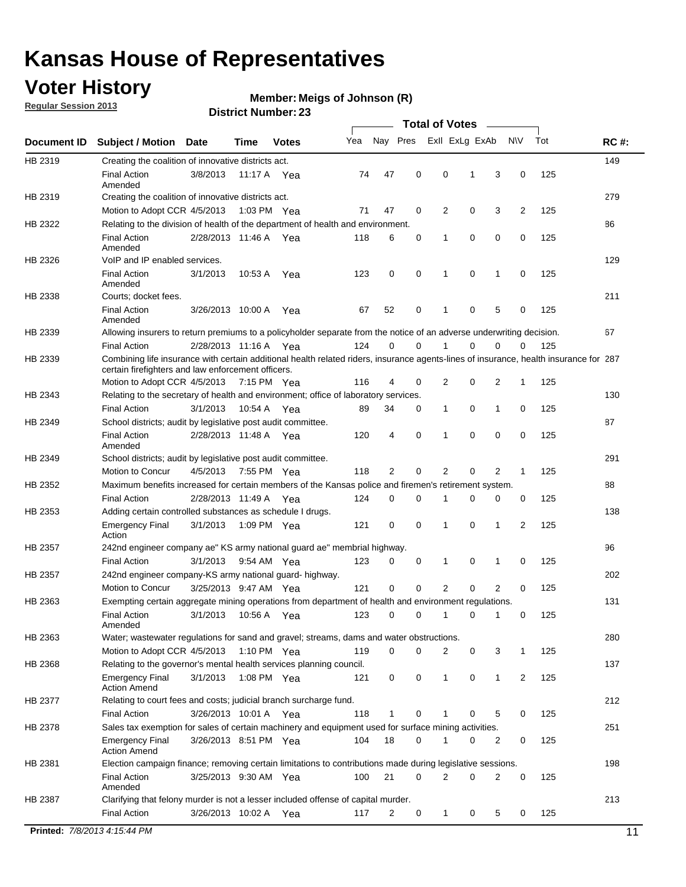# Kansas House of Representatives

## Voter History

**Regular Session 2013**

**Member: Meigs of Johnson (R)**

**District Number: 23**

| Document ID | Subject / Motion | Date | Time | Votes | Yea | Nay | Pres | ExII | ExLg | ExAb | N\V | Tot | RC #: |
|---|---|---|---|---|---|---|---|---|---|---|---|---|---|
| HB 2319 | Creating the coalition of innovative districts act. | | | | | | | | | | | | 149 |
| | Final Action Amended | 3/8/2013 | 11:17 A | Yea | 74 | 47 | 0 | 0 | 1 | 3 | 0 | 125 | |
| HB 2319 | Creating the coalition of innovative districts act. | | | | | | | | | | | | 279 |
| | Motion to Adopt CCR | 4/5/2013 | 1:03 PM | Yea | 71 | 47 | 0 | 2 | 0 | 3 | 2 | 125 | |
| HB 2322 | Relating to the division of health of the department of health and environment. | | | | | | | | | | | | 86 |
| | Final Action Amended | 2/28/2013 | 11:46 A | Yea | 118 | 6 | 0 | 1 | 0 | 0 | 0 | 125 | |
| HB 2326 | VoIP and IP enabled services. | | | | | | | | | | | | 129 |
| | Final Action Amended | 3/1/2013 | 10:53 A | Yea | 123 | 0 | 0 | 1 | 0 | 1 | 0 | 125 | |
| HB 2338 | Courts; docket fees. | | | | | | | | | | | | 211 |
| | Final Action Amended | 3/26/2013 | 10:00 A | Yea | 67 | 52 | 0 | 1 | 0 | 5 | 0 | 125 | |
| HB 2339 | Allowing insurers to return premiums to a policyholder separate from the notice of an adverse underwriting decision. | | | | | | | | | | | | 67 |
| | Final Action | 2/28/2013 | 11:16 A | Yea | 124 | 0 | 0 | 1 | 0 | 0 | 0 | 125 | |
| HB 2339 | Combining life insurance with certain additional health related riders, insurance agents-lines of insurance, health insurance for certain firefighters and law enforcement officers. | | | | | | | | | | | | 287 |
| | Motion to Adopt CCR | 4/5/2013 | 7:15 PM | Yea | 116 | 4 | 0 | 2 | 0 | 2 | 1 | 125 | |
| HB 2343 | Relating to the secretary of health and environment; office of laboratory services. | | | | | | | | | | | | 130 |
| | Final Action | 3/1/2013 | 10:54 A | Yea | 89 | 34 | 0 | 1 | 0 | 1 | 0 | 125 | |
| HB 2349 | School districts; audit by legislative post audit committee. | | | | | | | | | | | | 87 |
| | Final Action Amended | 2/28/2013 | 11:48 A | Yea | 120 | 4 | 0 | 1 | 0 | 0 | 0 | 125 | |
| HB 2349 | School districts; audit by legislative post audit committee. | | | | | | | | | | | | 291 |
| | Motion to Concur | 4/5/2013 | 7:55 PM | Yea | 118 | 2 | 0 | 2 | 0 | 2 | 1 | 125 | |
| HB 2352 | Maximum benefits increased for certain members of the Kansas police and firemen's retirement system. | | | | | | | | | | | | 88 |
| | Final Action | 2/28/2013 | 11:49 A | Yea | 124 | 0 | 0 | 1 | 0 | 0 | 0 | 125 | |
| HB 2353 | Adding certain controlled substances as schedule I drugs. | | | | | | | | | | | | 138 |
| | Emergency Final Action | 3/1/2013 | 1:09 PM | Yea | 121 | 0 | 0 | 1 | 0 | 1 | 2 | 125 | |
| HB 2357 | 242nd engineer company ae" KS army national guard ae" membrial highway. | | | | | | | | | | | | 96 |
| | Final Action | 3/1/2013 | 9:54 AM | Yea | 123 | 0 | 0 | 1 | 0 | 1 | 0 | 125 | |
| HB 2357 | 242nd engineer company-KS army national guard- highway. | | | | | | | | | | | | 202 |
| | Motion to Concur | 3/25/2013 | 9:47 AM | Yea | 121 | 0 | 0 | 2 | 0 | 2 | 0 | 125 | |
| HB 2363 | Exempting certain aggregate mining operations from department of health and environment regulations. | | | | | | | | | | | | 131 |
| | Final Action Amended | 3/1/2013 | 10:56 A | Yea | 123 | 0 | 0 | 1 | 0 | 1 | 0 | 125 | |
| HB 2363 | Water; wastewater regulations for sand and gravel; streams, dams and water obstructions. | | | | | | | | | | | | 280 |
| | Motion to Adopt CCR | 4/5/2013 | 1:10 PM | Yea | 119 | 0 | 0 | 2 | 0 | 3 | 1 | 125 | |
| HB 2368 | Relating to the governor's mental health services planning council. | | | | | | | | | | | | 137 |
| | Emergency Final Action Amend | 3/1/2013 | 1:08 PM | Yea | 121 | 0 | 0 | 1 | 0 | 1 | 2 | 125 | |
| HB 2377 | Relating to court fees and costs; judicial branch surcharge fund. | | | | | | | | | | | | 212 |
| | Final Action | 3/26/2013 | 10:01 A | Yea | 118 | 1 | 0 | 1 | 0 | 5 | 0 | 125 | |
| HB 2378 | Sales tax exemption for sales of certain machinery and equipment used for surface mining activities. | | | | | | | | | | | | 251 |
| | Emergency Final Action Amend | 3/26/2013 | 8:51 PM | Yea | 104 | 18 | 0 | 1 | 0 | 2 | 0 | 125 | |
| HB 2381 | Election campaign finance; removing certain limitations to contributions made during legislative sessions. | | | | | | | | | | | | 198 |
| | Final Action Amended | 3/25/2013 | 9:30 AM | Yea | 100 | 21 | 0 | 2 | 0 | 2 | 0 | 125 | |
| HB 2387 | Clarifying that felony murder is not a lesser included offense of capital murder. | | | | | | | | | | | | 213 |
| | Final Action | 3/26/2013 | 10:02 A | Yea | 117 | 2 | 0 | 1 | 0 | 5 | 0 | 125 | |

**Printed:** *7/8/2013 4:15:44 PM*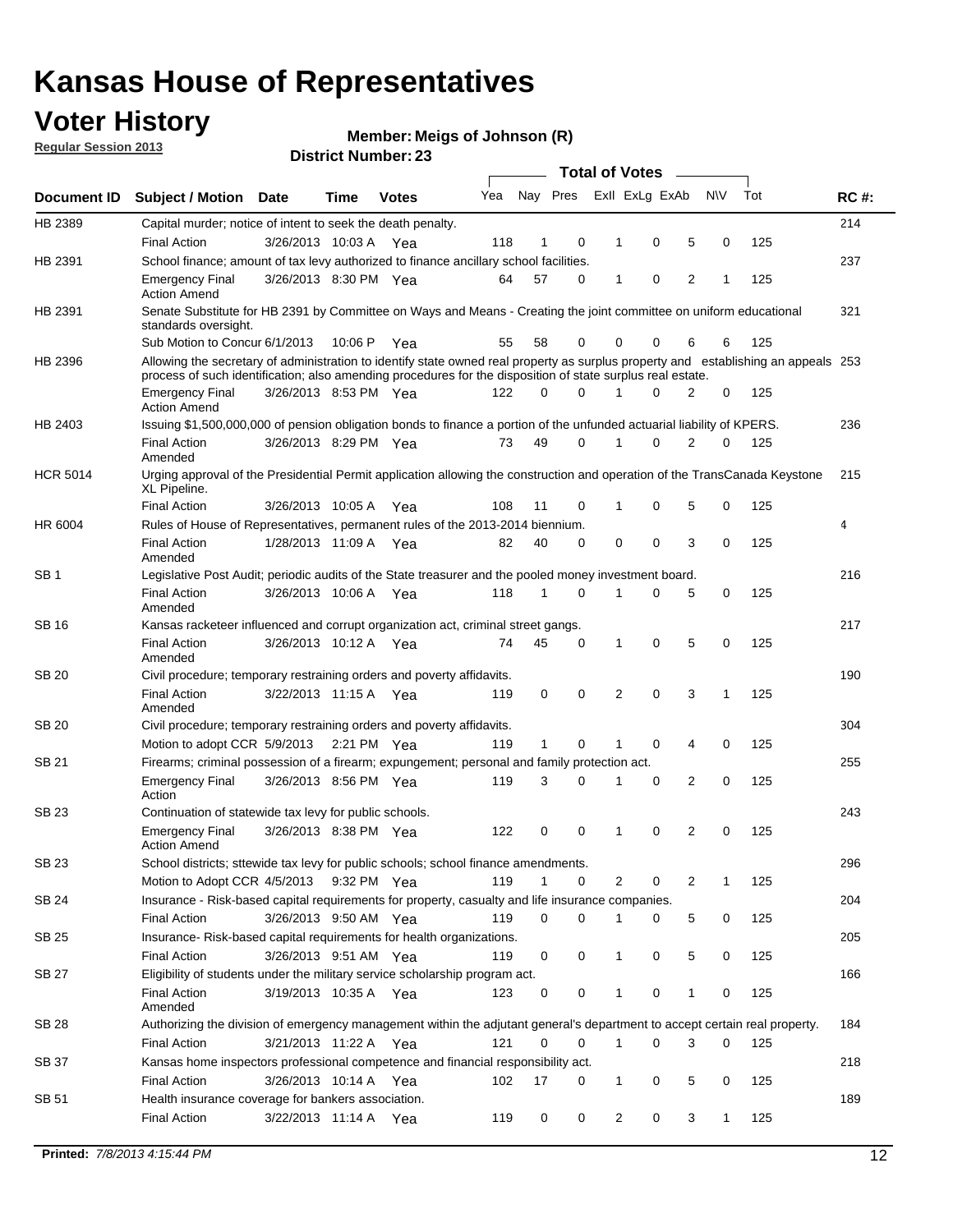# Kansas House of Representatives

## Voter History

**Regular Session 2013**

**Member: Meigs of Johnson (R)**

**District Number: 23**

| Document ID | Subject / Motion | Date | Time | Votes | Yea | Nay | Pres | ExII | ExLg | ExAb | N\V | Tot | RC #: |
|---|---|---|---|---|---|---|---|---|---|---|---|---|---|
| HB 2389 | Capital murder; notice of intent to seek the death penalty. | | | | | | | | | | | | 214 |
| | Final Action | 3/26/2013 | 10:03 A | Yea | 118 | 1 | 0 | 1 | 0 | 5 | 0 | 125 | |
| HB 2391 | School finance; amount of tax levy authorized to finance ancillary school facilities. | | | | | | | | | | | | 237 |
| | Emergency Final Action Amend | 3/26/2013 | 8:30 PM | Yea | 64 | 57 | 0 | 1 | 0 | 2 | 1 | 125 | |
| HB 2391 | Senate Substitute for HB 2391 by Committee on Ways and Means - Creating the joint committee on uniform educational standards oversight. | | | | | | | | | | | | 321 |
| | Sub Motion to Concur | 6/1/2013 | 10:06 P | Yea | 55 | 58 | 0 | 0 | 0 | 6 | 6 | 125 | |
| HB 2396 | Allowing the secretary of administration to identify state owned real property as surplus property and establishing an appeals process of such identification; also amending procedures for the disposition of state surplus real estate. | | | | | | | | | | | | 253 |
| | Emergency Final Action Amend | 3/26/2013 | 8:53 PM | Yea | 122 | 0 | 0 | 1 | 0 | 2 | 0 | 125 | |
| HB 2403 | Issuing $1,500,000,000 of pension obligation bonds to finance a portion of the unfunded actuarial liability of KPERS. | | | | | | | | | | | | 236 |
| | Final Action Amended | 3/26/2013 | 8:29 PM | Yea | 73 | 49 | 0 | 1 | 0 | 2 | 0 | 125 | |
| HCR 5014 | Urging approval of the Presidential Permit application allowing the construction and operation of the TransCanada Keystone XL Pipeline. | | | | | | | | | | | | 215 |
| | Final Action | 3/26/2013 | 10:05 A | Yea | 108 | 11 | 0 | 1 | 0 | 5 | 0 | 125 | |
| HR 6004 | Rules of House of Representatives, permanent rules of the 2013-2014 biennium. | | | | | | | | | | | | 4 |
| | Final Action Amended | 1/28/2013 | 11:09 A | Yea | 82 | 40 | 0 | 0 | 0 | 3 | 0 | 125 | |
| SB 1 | Legislative Post Audit; periodic audits of the State treasurer and the pooled money investment board. | | | | | | | | | | | | 216 |
| | Final Action Amended | 3/26/2013 | 10:06 A | Yea | 118 | 1 | 0 | 1 | 0 | 5 | 0 | 125 | |
| SB 16 | Kansas racketeer influenced and corrupt organization act, criminal street gangs. | | | | | | | | | | | | 217 |
| | Final Action Amended | 3/26/2013 | 10:12 A | Yea | 74 | 45 | 0 | 1 | 0 | 5 | 0 | 125 | |
| SB 20 | Civil procedure; temporary restraining orders and poverty affidavits. | | | | | | | | | | | | 190 |
| | Final Action Amended | 3/22/2013 | 11:15 A | Yea | 119 | 0 | 0 | 2 | 0 | 3 | 1 | 125 | |
| SB 20 | Civil procedure; temporary restraining orders and poverty affidavits. | | | | | | | | | | | | 304 |
| | Motion to adopt CCR | 5/9/2013 | 2:21 PM | Yea | 119 | 1 | 0 | 1 | 0 | 4 | 0 | 125 | |
| SB 21 | Firearms; criminal possession of a firearm; expungement; personal and family protection act. | | | | | | | | | | | | 255 |
| | Emergency Final Action | 3/26/2013 | 8:56 PM | Yea | 119 | 3 | 0 | 1 | 0 | 2 | 0 | 125 | |
| SB 23 | Continuation of statewide tax levy for public schools. | | | | | | | | | | | | 243 |
| | Emergency Final Action Amend | 3/26/2013 | 8:38 PM | Yea | 122 | 0 | 0 | 1 | 0 | 2 | 0 | 125 | |
| SB 23 | School districts; sttewide tax levy for public schools; school finance amendments. | | | | | | | | | | | | 296 |
| | Motion to Adopt CCR | 4/5/2013 | 9:32 PM | Yea | 119 | 1 | 0 | 2 | 0 | 2 | 1 | 125 | |
| SB 24 | Insurance - Risk-based capital requirements for property, casualty and life insurance companies. | | | | | | | | | | | | 204 |
| | Final Action | 3/26/2013 | 9:50 AM | Yea | 119 | 0 | 0 | 1 | 0 | 5 | 0 | 125 | |
| SB 25 | Insurance- Risk-based capital requirements for health organizations. | | | | | | | | | | | | 205 |
| | Final Action | 3/26/2013 | 9:51 AM | Yea | 119 | 0 | 0 | 1 | 0 | 5 | 0 | 125 | |
| SB 27 | Eligibility of students under the military service scholarship program act. | | | | | | | | | | | | 166 |
| | Final Action Amended | 3/19/2013 | 10:35 A | Yea | 123 | 0 | 0 | 1 | 0 | 1 | 0 | 125 | |
| SB 28 | Authorizing the division of emergency management within the adjutant general's department to accept certain real property. | | | | | | | | | | | | 184 |
| | Final Action | 3/21/2013 | 11:22 A | Yea | 121 | 0 | 0 | 1 | 0 | 3 | 0 | 125 | |
| SB 37 | Kansas home inspectors professional competence and financial responsibility act. | | | | | | | | | | | | 218 |
| | Final Action | 3/26/2013 | 10:14 A | Yea | 102 | 17 | 0 | 1 | 0 | 5 | 0 | 125 | |
| SB 51 | Health insurance coverage for bankers association. | | | | | | | | | | | | 189 |
| | Final Action | 3/22/2013 | 11:14 A | Yea | 119 | 0 | 0 | 2 | 0 | 3 | 1 | 125 | |

**Printed:** *7/8/2013 4:15:44 PM*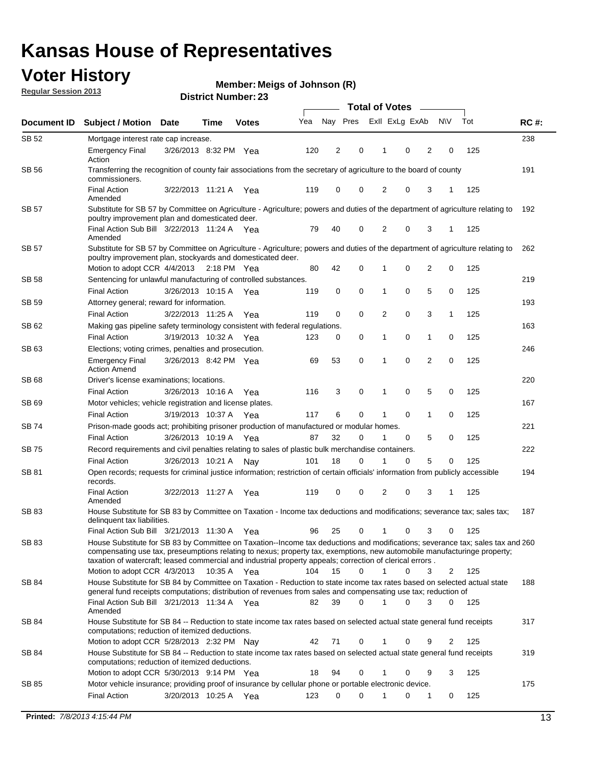# Kansas House of Representatives

## Voter History

**Regular Session 2013**

**Member: Meigs of Johnson (R)**

**District Number: 23**

| Document ID | Subject / Motion | Date | Time | Votes | Yea | Nay | Pres | ExII | ExLg | ExAb | N\V | Tot | RC #: |
|---|---|---|---|---|---|---|---|---|---|---|---|---|---|
| SB 52 | Mortgage interest rate cap increase. | | | | | | | | | | | | 238 |
| | Emergency Final Action | 3/26/2013 | 8:32 PM | Yea | 120 | 2 | 0 | 1 | 0 | 2 | 0 | 125 | |
| SB 56 | Transferring the recognition of county fair associations from the secretary of agriculture to the board of county commissioners. | | | | | | | | | | | | 191 |
| | Final Action Amended | 3/22/2013 | 11:21 A | Yea | 119 | 0 | 0 | 2 | 0 | 3 | 1 | 125 | |
| SB 57 | Substitute for SB 57 by Committee on Agriculture - Agriculture; powers and duties of the department of agriculture relating to poultry improvement plan and domesticated deer. | | | | | | | | | | | | 192 |
| | Final Action Sub Bill Amended | 3/22/2013 | 11:24 A | Yea | 79 | 40 | 0 | 2 | 0 | 3 | 1 | 125 | |
| SB 57 | Substitute for SB 57 by Committee on Agriculture - Agriculture; powers and duties of the department of agriculture relating to poultry improvement plan, stockyards and domesticated deer. | | | | | | | | | | | | 262 |
| | Motion to adopt CCR | 4/4/2013 | 2:18 PM | Yea | 80 | 42 | 0 | 1 | 0 | 2 | 0 | 125 | |
| SB 58 | Sentencing for unlawful manufacturing of controlled substances. | | | | | | | | | | | | 219 |
| | Final Action | 3/26/2013 | 10:15 A | Yea | 119 | 0 | 0 | 1 | 0 | 5 | 0 | 125 | |
| SB 59 | Attorney general; reward for information. | | | | | | | | | | | | 193 |
| | Final Action | 3/22/2013 | 11:25 A | Yea | 119 | 0 | 0 | 2 | 0 | 3 | 1 | 125 | |
| SB 62 | Making gas pipeline safety terminology consistent with federal regulations. | | | | | | | | | | | | 163 |
| | Final Action | 3/19/2013 | 10:32 A | Yea | 123 | 0 | 0 | 1 | 0 | 1 | 0 | 125 | |
| SB 63 | Elections; voting crimes, penalties and prosecution. | | | | | | | | | | | | 246 |
| | Emergency Final Action Amend | 3/26/2013 | 8:42 PM | Yea | 69 | 53 | 0 | 1 | 0 | 2 | 0 | 125 | |
| SB 68 | Driver's license examinations; locations. | | | | | | | | | | | | 220 |
| | Final Action | 3/26/2013 | 10:16 A | Yea | 116 | 3 | 0 | 1 | 0 | 5 | 0 | 125 | |
| SB 69 | Motor vehicles; vehicle registration and license plates. | | | | | | | | | | | | 167 |
| | Final Action | 3/19/2013 | 10:37 A | Yea | 117 | 6 | 0 | 1 | 0 | 1 | 0 | 125 | |
| SB 74 | Prison-made goods act; prohibiting prisoner production of manufactured or modular homes. | | | | | | | | | | | | 221 |
| | Final Action | 3/26/2013 | 10:19 A | Yea | 87 | 32 | 0 | 1 | 0 | 5 | 0 | 125 | |
| SB 75 | Record requirements and civil penalties relating to sales of plastic bulk merchandise containers. | | | | | | | | | | | | 222 |
| | Final Action | 3/26/2013 | 10:21 A | Nay | 101 | 18 | 0 | 1 | 0 | 5 | 0 | 125 | |
| SB 81 | Open records; requests for criminal justice information; restriction of certain officials' information from publicly accessible records. | | | | | | | | | | | | 194 |
| | Final Action Amended | 3/22/2013 | 11:27 A | Yea | 119 | 0 | 0 | 2 | 0 | 3 | 1 | 125 | |
| SB 83 | House Substitute for SB 83 by Committee on Taxation - Income tax deductions and modifications; severance tax; sales tax; delinquent tax liabilities. | | | | | | | | | | | | 187 |
| | Final Action Sub Bill | 3/21/2013 | 11:30 A | Yea | 96 | 25 | 0 | 1 | 0 | 3 | 0 | 125 | |
| SB 83 | House Substitute for SB 83 by Committee on Taxation--Income tax deductions and modifications; severance tax; sales tax and compensating use tax, preseumptions relating to nexus; property tax, exemptions, new automobile manufacturinge property; taxation of watercraft; leased commercial and industrial property appeals; correction of clerical errors . | | | | | | | | | | | | 260 |
| | Motion to adopt CCR | 4/3/2013 | 10:35 A | Yea | 104 | 15 | 0 | 1 | 0 | 3 | 2 | 125 | |
| SB 84 | House Substitute for SB 84 by Committee on Taxation - Reduction to state income tax rates based on selected actual state general fund receipts computations; distribution of revenues from sales and compensating use tax; reduction of | | | | | | | | | | | | 188 |
| | Final Action Sub Bill Amended | 3/21/2013 | 11:34 A | Yea | 82 | 39 | 0 | 1 | 0 | 3 | 0 | 125 | |
| SB 84 | House Substitute for SB 84 -- Reduction to state income tax rates based on selected actual state general fund receipts computations; reduction of itemized deductions. | | | | | | | | | | | | 317 |
| | Motion to adopt CCR | 5/28/2013 | 2:32 PM | Nay | 42 | 71 | 0 | 1 | 0 | 9 | 2 | 125 | |
| SB 84 | House Substitute for SB 84 -- Reduction to state income tax rates based on selected actual state general fund receipts computations; reduction of itemized deductions. | | | | | | | | | | | | 319 |
| | Motion to adopt CCR | 5/30/2013 | 9:14 PM | Yea | 18 | 94 | 0 | 1 | 0 | 9 | 3 | 125 | |
| SB 85 | Motor vehicle insurance; providing proof of insurance by cellular phone or portable electronic device. | | | | | | | | | | | | 175 |
| | Final Action | 3/20/2013 | 10:25 A | Yea | 123 | 0 | 0 | 1 | 0 | 1 | 0 | 125 | |

**Printed:** *7/8/2013 4:15:44 PM*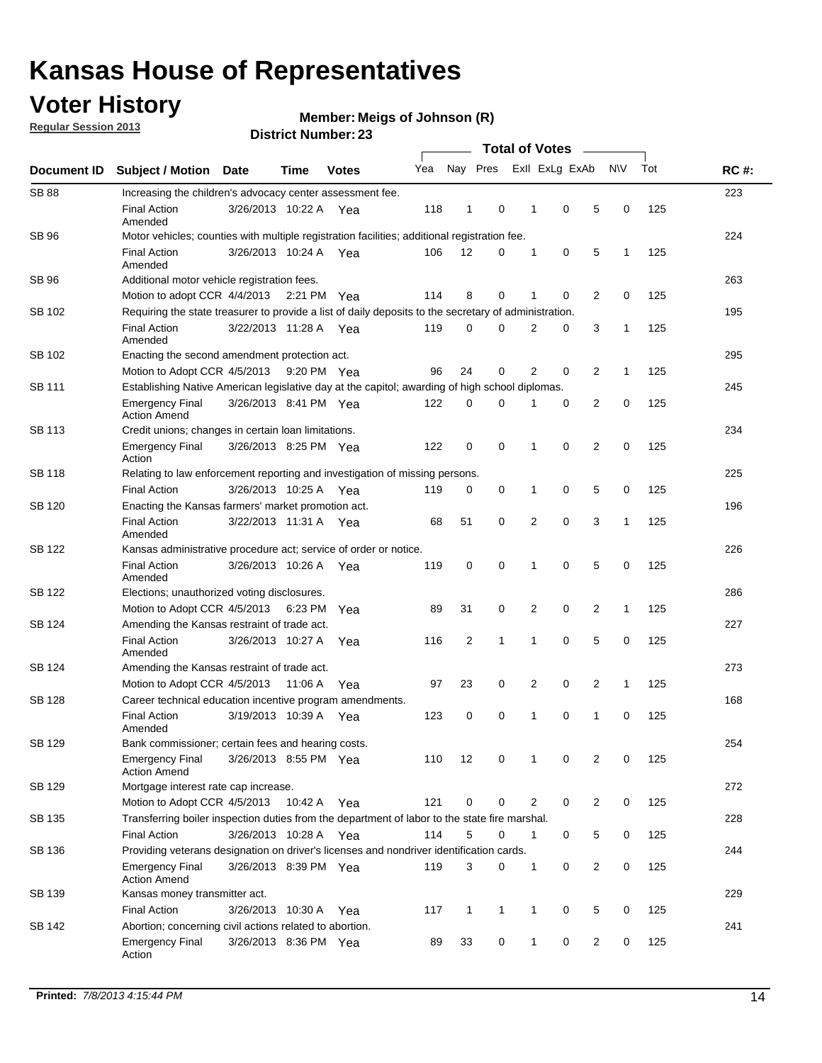# Kansas House of Representatives

## Voter History

**Regular Session 2013**

**Member: Meigs of Johnson (R)**

**District Number: 23**

| Document ID | Subject / Motion | Date | Time | Votes | Yea | Nay | Pres | ExII | ExLg | ExAb | N\V | Tot | RC #: |
|---|---|---|---|---|---|---|---|---|---|---|---|---|---|
| SB 88 | Increasing the children's advocacy center assessment fee. | | | | | | | | | | | | 223 |
| | Final Action Amended | 3/26/2013 | 10:22 A | Yea | 118 | 1 | 0 | 1 | 0 | 5 | 0 | 125 | |
| SB 96 | Motor vehicles; counties with multiple registration facilities; additional registration fee. | | | | | | | | | | | | 224 |
| | Final Action Amended | 3/26/2013 | 10:24 A | Yea | 106 | 12 | 0 | 1 | 0 | 5 | 1 | 125 | |
| SB 96 | Additional motor vehicle registration fees. | | | | | | | | | | | | 263 |
| | Motion to adopt CCR | 4/4/2013 | 2:21 PM | Yea | 114 | 8 | 0 | 1 | 0 | 2 | 0 | 125 | |
| SB 102 | Requiring the state treasurer to provide a list of daily deposits to the secretary of administration. | | | | | | | | | | | | 195 |
| | Final Action Amended | 3/22/2013 | 11:28 A | Yea | 119 | 0 | 0 | 2 | 0 | 3 | 1 | 125 | |
| SB 102 | Enacting the second amendment protection act. | | | | | | | | | | | | 295 |
| | Motion to Adopt CCR | 4/5/2013 | 9:20 PM | Yea | 96 | 24 | 0 | 2 | 0 | 2 | 1 | 125 | |
| SB 111 | Establishing Native American legislative day at the capitol; awarding of high school diplomas. | | | | | | | | | | | | 245 |
| | Emergency Final Action Amend | 3/26/2013 | 8:41 PM | Yea | 122 | 0 | 0 | 1 | 0 | 2 | 0 | 125 | |
| SB 113 | Credit unions; changes in certain loan limitations. | | | | | | | | | | | | 234 |
| | Emergency Final Action | 3/26/2013 | 8:25 PM | Yea | 122 | 0 | 0 | 1 | 0 | 2 | 0 | 125 | |
| SB 118 | Relating to law enforcement reporting and investigation of missing persons. | | | | | | | | | | | | 225 |
| | Final Action | 3/26/2013 | 10:25 A | Yea | 119 | 0 | 0 | 1 | 0 | 5 | 0 | 125 | |
| SB 120 | Enacting the Kansas farmers' market promotion act. | | | | | | | | | | | | 196 |
| | Final Action Amended | 3/22/2013 | 11:31 A | Yea | 68 | 51 | 0 | 2 | 0 | 3 | 1 | 125 | |
| SB 122 | Kansas administrative procedure act; service of order or notice. | | | | | | | | | | | | 226 |
| | Final Action Amended | 3/26/2013 | 10:26 A | Yea | 119 | 0 | 0 | 1 | 0 | 5 | 0 | 125 | |
| SB 122 | Elections; unauthorized voting disclosures. | | | | | | | | | | | | 286 |
| | Motion to Adopt CCR | 4/5/2013 | 6:23 PM | Yea | 89 | 31 | 0 | 2 | 0 | 2 | 1 | 125 | |
| SB 124 | Amending the Kansas restraint of trade act. | | | | | | | | | | | | 227 |
| | Final Action Amended | 3/26/2013 | 10:27 A | Yea | 116 | 2 | 1 | 1 | 0 | 5 | 0 | 125 | |
| SB 124 | Amending the Kansas restraint of trade act. | | | | | | | | | | | | 273 |
| | Motion to Adopt CCR | 4/5/2013 | 11:06 A | Yea | 97 | 23 | 0 | 2 | 0 | 2 | 1 | 125 | |
| SB 128 | Career technical education incentive program amendments. | | | | | | | | | | | | 168 |
| | Final Action Amended | 3/19/2013 | 10:39 A | Yea | 123 | 0 | 0 | 1 | 0 | 1 | 0 | 125 | |
| SB 129 | Bank commissioner; certain fees and hearing costs. | | | | | | | | | | | | 254 |
| | Emergency Final Action Amend | 3/26/2013 | 8:55 PM | Yea | 110 | 12 | 0 | 1 | 0 | 2 | 0 | 125 | |
| SB 129 | Mortgage interest rate cap increase. | | | | | | | | | | | | 272 |
| | Motion to Adopt CCR | 4/5/2013 | 10:42 A | Yea | 121 | 0 | 0 | 2 | 0 | 2 | 0 | 125 | |
| SB 135 | Transferring boiler inspection duties from the department of labor to the state fire marshal. | | | | | | | | | | | | 228 |
| | Final Action | 3/26/2013 | 10:28 A | Yea | 114 | 5 | 0 | 1 | 0 | 5 | 0 | 125 | |
| SB 136 | Providing veterans designation on driver's licenses and nondriver identification cards. | | | | | | | | | | | | 244 |
| | Emergency Final Action Amend | 3/26/2013 | 8:39 PM | Yea | 119 | 3 | 0 | 1 | 0 | 2 | 0 | 125 | |
| SB 139 | Kansas money transmitter act. | | | | | | | | | | | | 229 |
| | Final Action | 3/26/2013 | 10:30 A | Yea | 117 | 1 | 1 | 1 | 0 | 5 | 0 | 125 | |
| SB 142 | Abortion; concerning civil actions related to abortion. | | | | | | | | | | | | 241 |
| | Emergency Final Action | 3/26/2013 | 8:36 PM | Yea | 89 | 33 | 0 | 1 | 0 | 2 | 0 | 125 | |

**Printed:** *7/8/2013 4:15:44 PM*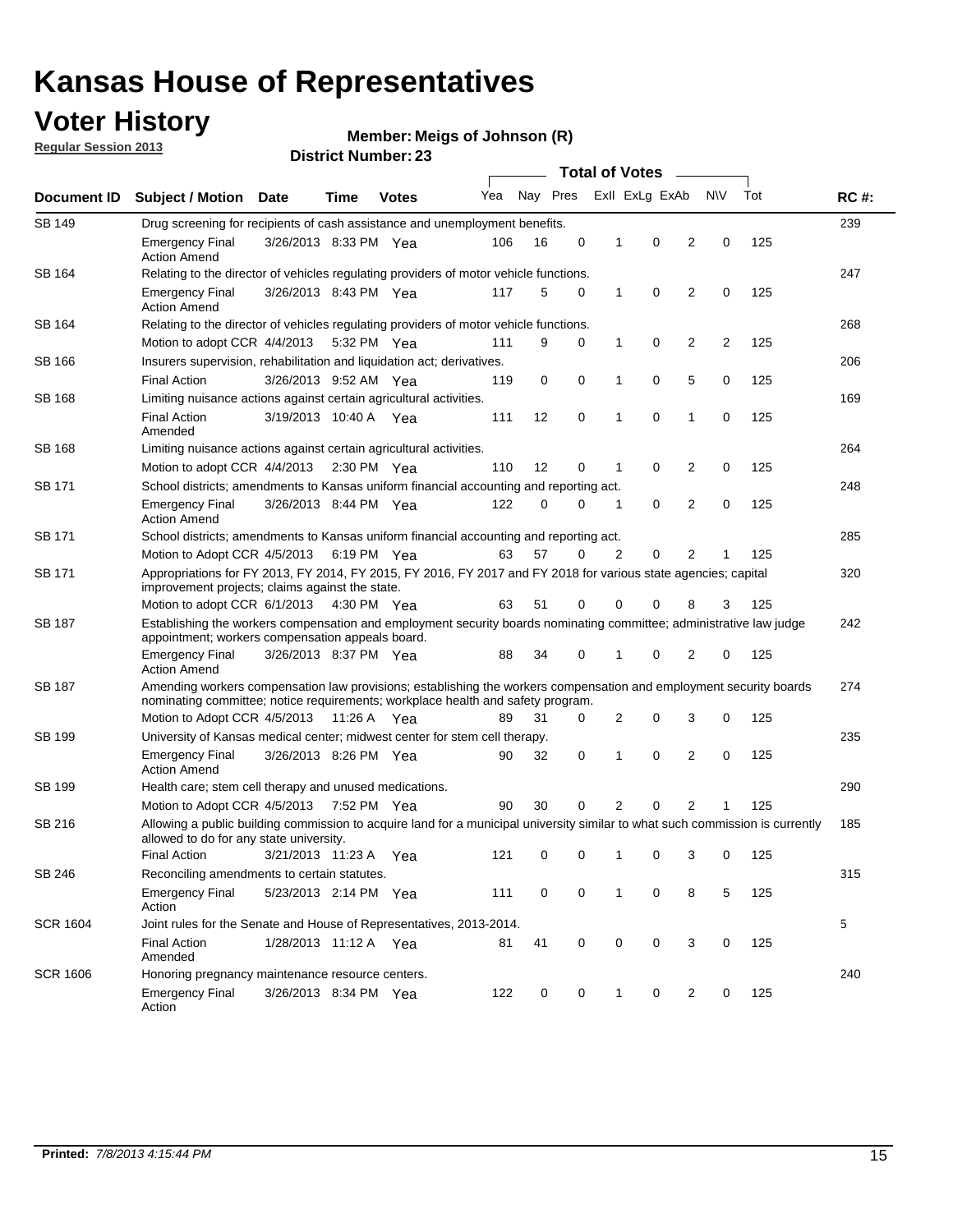# Kansas House of Representatives

## Voter History

**Regular Session 2013**

**Member: Meigs of Johnson (R)**

**District Number: 23**

| Document ID | Subject / Motion | Date | Time | Votes | Yea | Nay | Pres | ExII | ExLg | ExAb | N\V | Tot | RC #: |
|---|---|---|---|---|---|---|---|---|---|---|---|---|---|
| SB 149 | Drug screening for recipients of cash assistance and unemployment benefits. | | | | | | | | | | | | 239 |
| | Emergency Final Action Amend | 3/26/2013 | 8:33 PM | Yea | 106 | 16 | 0 | 1 | 0 | 2 | 0 | 125 | |
| SB 164 | Relating to the director of vehicles regulating providers of motor vehicle functions. | | | | | | | | | | | | 247 |
| | Emergency Final Action Amend | 3/26/2013 | 8:43 PM | Yea | 117 | 5 | 0 | 1 | 0 | 2 | 0 | 125 | |
| SB 164 | Relating to the director of vehicles regulating providers of motor vehicle functions. | | | | | | | | | | | | 268 |
| | Motion to adopt CCR | 4/4/2013 | 5:32 PM | Yea | 111 | 9 | 0 | 1 | 0 | 2 | 2 | 125 | |
| SB 166 | Insurers supervision, rehabilitation and liquidation act; derivatives. | | | | | | | | | | | | 206 |
| | Final Action | 3/26/2013 | 9:52 AM | Yea | 119 | 0 | 0 | 1 | 0 | 5 | 0 | 125 | |
| SB 168 | Limiting nuisance actions against certain agricultural activities. | | | | | | | | | | | | 169 |
| | Final Action Amended | 3/19/2013 | 10:40 A | Yea | 111 | 12 | 0 | 1 | 0 | 1 | 0 | 125 | |
| SB 168 | Limiting nuisance actions against certain agricultural activities. | | | | | | | | | | | | 264 |
| | Motion to adopt CCR | 4/4/2013 | 2:30 PM | Yea | 110 | 12 | 0 | 1 | 0 | 2 | 0 | 125 | |
| SB 171 | School districts; amendments to Kansas uniform financial accounting and reporting act. | | | | | | | | | | | | 248 |
| | Emergency Final Action Amend | 3/26/2013 | 8:44 PM | Yea | 122 | 0 | 0 | 1 | 0 | 2 | 0 | 125 | |
| SB 171 | School districts; amendments to Kansas uniform financial accounting and reporting act. | | | | | | | | | | | | 285 |
| | Motion to Adopt CCR | 4/5/2013 | 6:19 PM | Yea | 63 | 57 | 0 | 2 | 0 | 2 | 1 | 125 | |
| SB 171 | Appropriations for FY 2013, FY 2014, FY 2015, FY 2016, FY 2017 and FY 2018 for various state agencies; capital improvement projects; claims against the state. | | | | | | | | | | | | 320 |
| | Motion to adopt CCR | 6/1/2013 | 4:30 PM | Yea | 63 | 51 | 0 | 0 | 0 | 8 | 3 | 125 | |
| SB 187 | Establishing the workers compensation and employment security boards nominating committee; administrative law judge appointment; workers compensation appeals board. | | | | | | | | | | | | 242 |
| | Emergency Final Action Amend | 3/26/2013 | 8:37 PM | Yea | 88 | 34 | 0 | 1 | 0 | 2 | 0 | 125 | |
| SB 187 | Amending workers compensation law provisions; establishing the workers compensation and employment security boards nominating committee; notice requirements; workplace health and safety program. | | | | | | | | | | | | 274 |
| | Motion to Adopt CCR | 4/5/2013 | 11:26 A | Yea | 89 | 31 | 0 | 2 | 0 | 3 | 0 | 125 | |
| SB 199 | University of Kansas medical center; midwest center for stem cell therapy. | | | | | | | | | | | | 235 |
| | Emergency Final Action Amend | 3/26/2013 | 8:26 PM | Yea | 90 | 32 | 0 | 1 | 0 | 2 | 0 | 125 | |
| SB 199 | Health care; stem cell therapy and unused medications. | | | | | | | | | | | | 290 |
| | Motion to Adopt CCR | 4/5/2013 | 7:52 PM | Yea | 90 | 30 | 0 | 2 | 0 | 2 | 1 | 125 | |
| SB 216 | Allowing a public building commission to acquire land for a municipal university similar to what such commission is currently allowed to do for any state university. | | | | | | | | | | | | 185 |
| | Final Action | 3/21/2013 | 11:23 A | Yea | 121 | 0 | 0 | 1 | 0 | 3 | 0 | 125 | |
| SB 246 | Reconciling amendments to certain statutes. | | | | | | | | | | | | 315 |
| | Emergency Final Action | 5/23/2013 | 2:14 PM | Yea | 111 | 0 | 0 | 1 | 0 | 8 | 5 | 125 | |
| SCR 1604 | Joint rules for the Senate and House of Representatives, 2013-2014. | | | | | | | | | | | | 5 |
| | Final Action Amended | 1/28/2013 | 11:12 A | Yea | 81 | 41 | 0 | 0 | 0 | 3 | 0 | 125 | |
| SCR 1606 | Honoring pregnancy maintenance resource centers. | | | | | | | | | | | | 240 |
| | Emergency Final Action | 3/26/2013 | 8:34 PM | Yea | 122 | 0 | 0 | 1 | 0 | 2 | 0 | 125 | |

**Printed:** *7/8/2013 4:15:44 PM*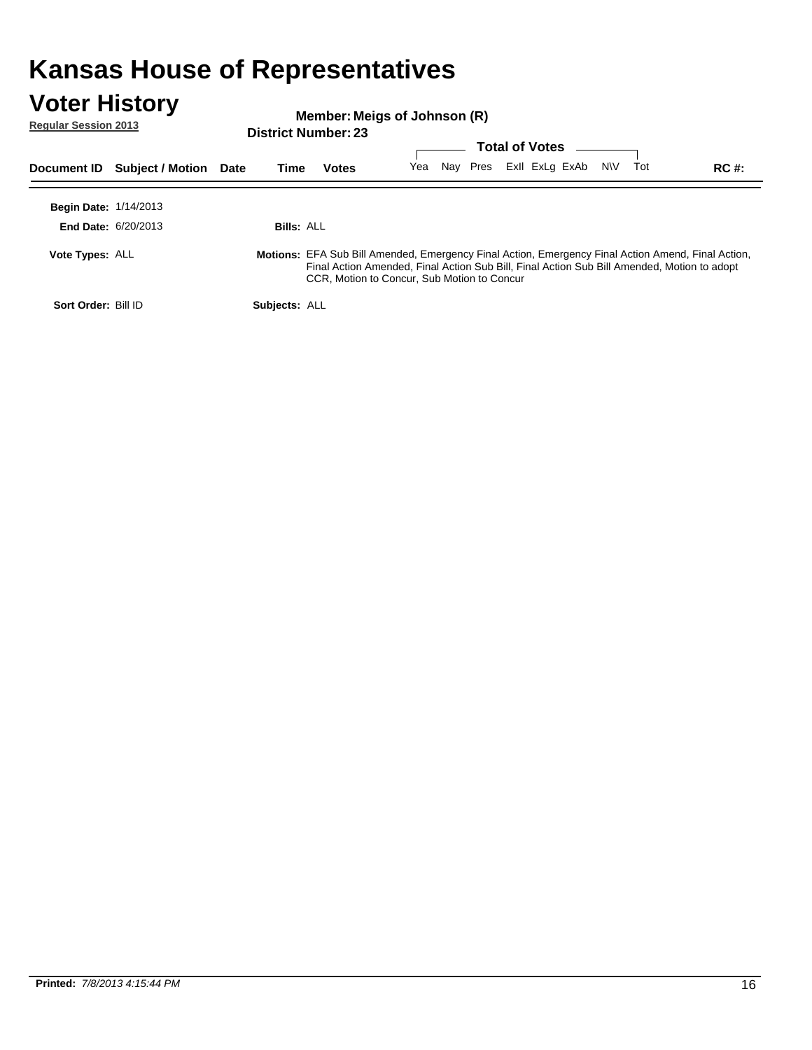# Kansas House of Representatives

## Voter History

**Regular Session 2013**

**Member:** Meigs of Johnson (R)

**District Number:** 23

| Document ID | Subject / Motion | Date | Time | Votes | Yea | Nay | Pres | ExII | ExLg | ExAb | N\V | Tot | RC #: |
|---|---|---|---|---|---|---|---|---|---|---|---|---|---|

**Begin Date:** 1/14/2013

**End Date:** 6/20/2013

**Bills:** ALL

**Vote Types:** ALL

**Motions:** EFA Sub Bill Amended, Emergency Final Action, Emergency Final Action Amend, Final Action, Final Action Amended, Final Action Sub Bill, Final Action Sub Bill Amended, Motion to adopt CCR, Motion to Concur, Sub Motion to Concur

**Sort Order:** Bill ID

**Subjects:** ALL

**Printed:** *7/8/2013 4:15:44 PM*